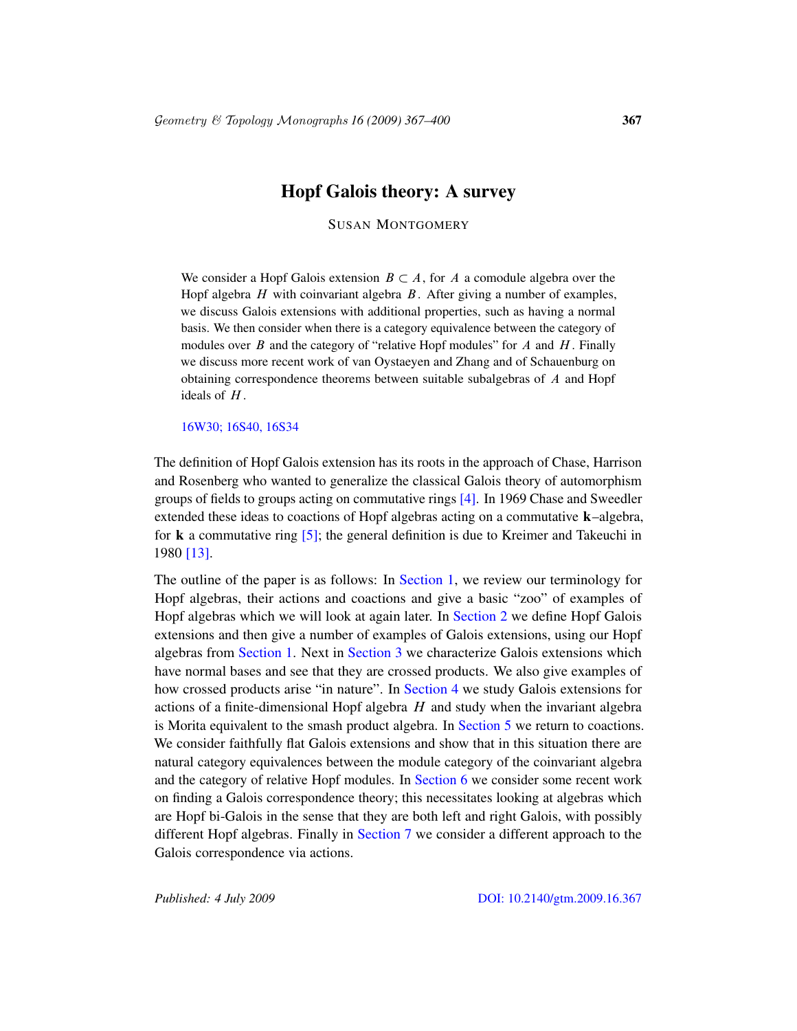# Hopf Galois theory: A survey

SUSAN MONTGOMERY

We consider a Hopf Galois extension $B \subset A$, for $A$ a comodule algebra over the Hopf algebra $H$ with coinvariant algebra $B$. After giving a number of examples, we discuss Galois extensions with additional properties, such as having a normal basis. We then consider when there is a category equivalence between the category of modules over $B$ and the category of "relative Hopf modules" for $A$ and $H$. Finally we discuss more recent work of van Oystaeyen and Zhang and of Schauenburg on obtaining correspondence theorems between suitable subalgebras of $A$ and Hopf ideals of $H$.

16W30; 16S40, 16S34

The definition of Hopf Galois extension has its roots in the approach of Chase, Harrison and Rosenberg who wanted to generalize the classical Galois theory of automorphism groups of fields to groups acting on commutative rings [4]. In 1969 Chase and Sweedler extended these ideas to coactions of Hopf algebras acting on a commutative **k**–algebra, for **k** a commutative ring [5]; the general definition is due to Kreimer and Takeuchi in 1980 [13].

The outline of the paper is as follows: In Section 1, we review our terminology for Hopf algebras, their actions and coactions and give a basic "zoo" of examples of Hopf algebras which we will look at again later. In Section 2 we define Hopf Galois extensions and then give a number of examples of Galois extensions, using our Hopf algebras from Section 1. Next in Section 3 we characterize Galois extensions which have normal bases and see that they are crossed products. We also give examples of how crossed products arise "in nature". In Section 4 we study Galois extensions for actions of a finite-dimensional Hopf algebra $H$ and study when the invariant algebra is Morita equivalent to the smash product algebra. In Section 5 we return to coactions. We consider faithfully flat Galois extensions and show that in this situation there are natural category equivalences between the module category of the coinvariant algebra and the category of relative Hopf modules. In Section 6 we consider some recent work on finding a Galois correspondence theory; this necessitates looking at algebras which are Hopf bi-Galois in the sense that they are both left and right Galois, with possibly different Hopf algebras. Finally in Section 7 we consider a different approach to the Galois correspondence via actions.

Published: 4 July 2009 DOI: 10.2140/gtm.2009.16.367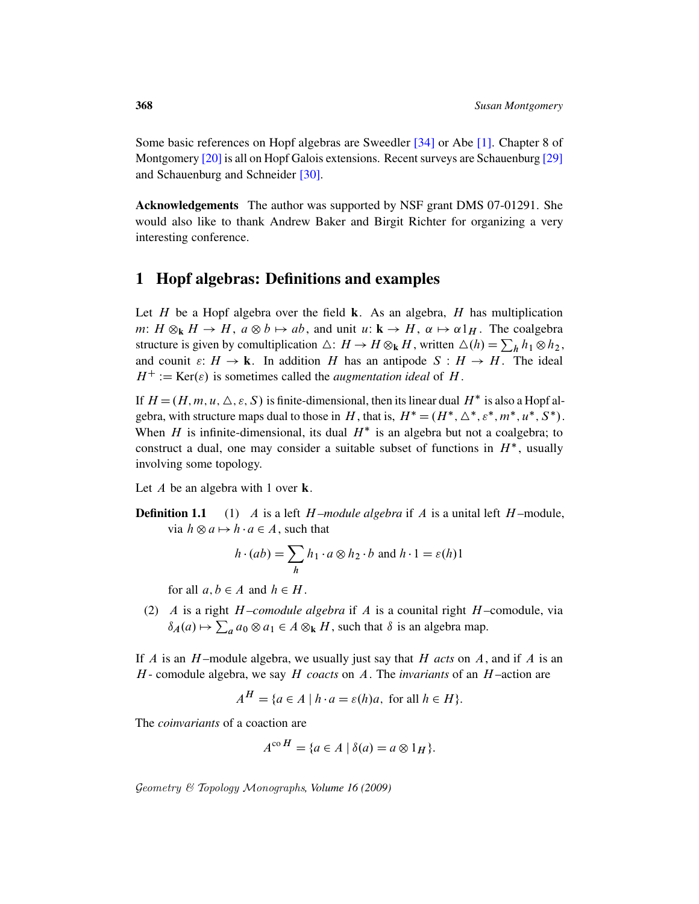Some basic references on Hopf algebras are Sweedler [34] or Abe [1]. Chapter 8 of Montgomery [20] is all on Hopf Galois extensions. Recent surveys are Schauenburg [29] and Schauenburg and Schneider [30].

**Acknowledgements** The author was supported by NSF grant DMS 07-01291. She would also like to thank Andrew Baker and Birgit Richter for organizing a very interesting conference.

## 1 Hopf algebras: Definitions and examples

Let $H$ be a Hopf algebra over the field $\mathbf{k}$. As an algebra, $H$ has multiplication $m\colon H \otimes_{\mathbf{k}} H \to H$, $a \otimes b \mapsto ab$, and unit $u\colon \mathbf{k} \to H$, $\alpha \mapsto \alpha 1_H$. The coalgebra structure is given by comultiplication $\triangle\colon H \to H \otimes_{\mathbf{k}} H$, written $\triangle(h) = \sum_h h_1 \otimes h_2$, and counit $\varepsilon\colon H \to \mathbf{k}$. In addition $H$ has an antipode $S : H \to H$. The ideal $H^+ := \operatorname{Ker}(\varepsilon)$ is sometimes called the *augmentation ideal* of $H$.

If $H = (H, m, u, \triangle, \varepsilon, S)$ is finite-dimensional, then its linear dual $H^*$ is also a Hopf algebra, with structure maps dual to those in $H$, that is, $H^* = (H^*, \triangle^*, \varepsilon^*, m^*, u^*, S^*)$. When $H$ is infinite-dimensional, its dual $H^*$ is an algebra but not a coalgebra; to construct a dual, one may consider a suitable subset of functions in $H^*$, usually involving some topology.

Let $A$ be an algebra with 1 over $\mathbf{k}$.

**Definition 1.1** (1) $A$ is a left $H$–*module algebra* if $A$ is a unital left $H$–module, via $h \otimes a \mapsto h \cdot a \in A$, such that

$$h \cdot (ab) = \sum_h h_1 \cdot a \otimes h_2 \cdot b \text{ and } h \cdot 1 = \varepsilon(h)1$$

for all $a, b \in A$ and $h \in H$.

(2) $A$ is a right $H$–*comodule algebra* if $A$ is a counital right $H$–comodule, via $\delta_A(a) \mapsto \sum_a a_0 \otimes a_1 \in A \otimes_{\mathbf{k}} H$, such that $\delta$ is an algebra map.

If $A$ is an $H$–module algebra, we usually just say that $H$ *acts* on $A$, and if $A$ is an $H$- comodule algebra, we say $H$ *coacts* on $A$. The *invariants* of an $H$–action are

$$A^H = \{a \in A \mid h \cdot a = \varepsilon(h)a, \text{ for all } h \in H\}.$$

The *coinvariants* of a coaction are

$$A^{\operatorname{co} H} = \{a \in A \mid \delta(a) = a \otimes 1_H\}.$$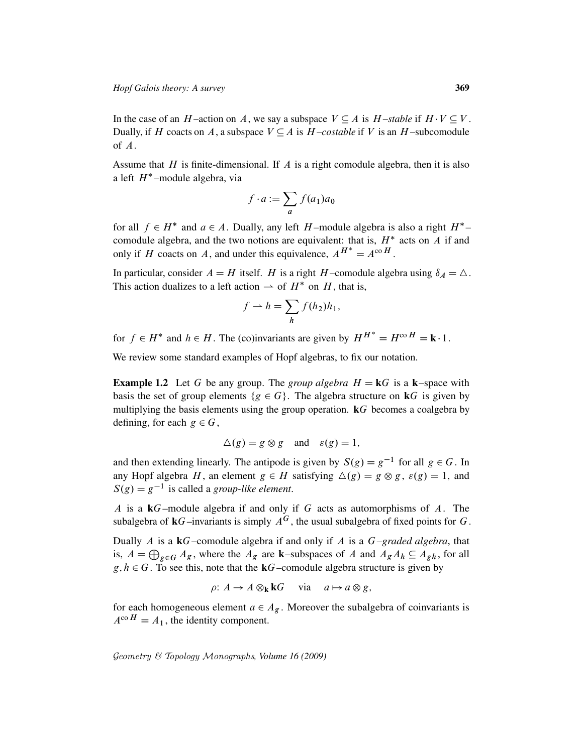In the case of an $H$–action on $A$, we say a subspace $V \subseteq A$ is *$H$–stable* if $H \cdot V \subseteq V$. Dually, if $H$ coacts on $A$, a subspace $V \subseteq A$ is *$H$–costable* if $V$ is an $H$–subcomodule of $A$.

Assume that $H$ is finite-dimensional. If $A$ is a right comodule algebra, then it is also a left $H^*$–module algebra, via

$$f \cdot a := \sum_a f(a_1)a_0$$

for all $f \in H^*$ and $a \in A$. Dually, any left $H$–module algebra is also a right $H^*$–comodule algebra, and the two notions are equivalent: that is, $H^*$ acts on $A$ if and only if $H$ coacts on $A$, and under this equivalence, $A^{H^*} = A^{\mathrm{co}\,H}$.

In particular, consider $A = H$ itself. $H$ is a right $H$–comodule algebra using $\delta_A = \triangle$. This action dualizes to a left action $\rightharpoonup$ of $H^*$ on $H$, that is,

$$f \rightharpoonup h = \sum_h f(h_2)h_1,$$

for $f \in H^*$ and $h \in H$. The (co)invariants are given by $H^{H^*} = H^{\mathrm{co}\,H} = \mathbf{k} \cdot 1$.

We review some standard examples of Hopf algebras, to fix our notation.

**Example 1.2** Let $G$ be any group. The *group algebra* $H = \mathbf{k}G$ is a $\mathbf{k}$–space with basis the set of group elements $\{g \in G\}$. The algebra structure on $\mathbf{k}G$ is given by multiplying the basis elements using the group operation. $\mathbf{k}G$ becomes a coalgebra by defining, for each $g \in G$,

$$\triangle(g) = g \otimes g \quad \text{and} \quad \varepsilon(g) = 1,$$

and then extending linearly. The antipode is given by $S(g) = g^{-1}$ for all $g \in G$. In any Hopf algebra $H$, an element $g \in H$ satisfying $\triangle(g) = g \otimes g$, $\varepsilon(g) = 1$, and $S(g) = g^{-1}$ is called a *group-like element*.

$A$ is a $\mathbf{k}G$–module algebra if and only if $G$ acts as automorphisms of $A$. The subalgebra of $\mathbf{k}G$–invariants is simply $A^G$, the usual subalgebra of fixed points for $G$.

Dually $A$ is a $\mathbf{k}G$–comodule algebra if and only if $A$ is a *$G$–graded algebra*, that is, $A = \bigoplus_{g \in G} A_g$, where the $A_g$ are $\mathbf{k}$–subspaces of $A$ and $A_g A_h \subseteq A_{gh}$, for all $g, h \in G$. To see this, note that the $\mathbf{k}G$–comodule algebra structure is given by

$$\rho\colon A \to A \otimes_{\mathbf{k}} \mathbf{k}G \quad \text{via} \quad a \mapsto a \otimes g,$$

for each homogeneous element $a \in A_g$. Moreover the subalgebra of coinvariants is $A^{\mathrm{co}\,H} = A_1$, the identity component.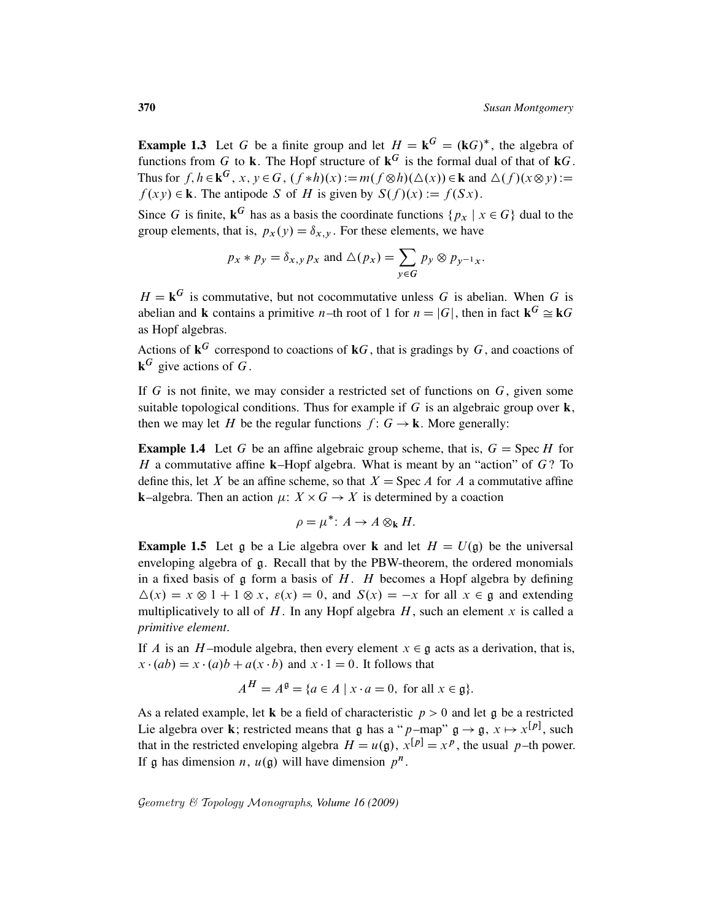**Example 1.3** Let $G$ be a finite group and let $H = \mathbf{k}^G = (\mathbf{k}G)^*$, the algebra of functions from $G$ to $\mathbf{k}$. The Hopf structure of $\mathbf{k}^G$ is the formal dual of that of $\mathbf{k}G$. Thus for $f, h \in \mathbf{k}^G$, $x, y \in G$, $(f * h)(x) := m(f \otimes h)(\triangle(x)) \in \mathbf{k}$ and $\triangle(f)(x \otimes y) := f(xy) \in \mathbf{k}$. The antipode $S$ of $H$ is given by $S(f)(x) := f(Sx)$.

Since $G$ is finite, $\mathbf{k}^G$ has as a basis the coordinate functions $\{p_x \mid x \in G\}$ dual to the group elements, that is, $p_x(y) = \delta_{x,y}$. For these elements, we have

$$p_x * p_y = \delta_{x,y} p_x \text{ and } \triangle(p_x) = \sum_{y \in G} p_y \otimes p_{y^{-1}x}.$$

$H = \mathbf{k}^G$ is commutative, but not cocommutative unless $G$ is abelian. When $G$ is abelian and $\mathbf{k}$ contains a primitive $n$–th root of 1 for $n = |G|$, then in fact $\mathbf{k}^G \cong \mathbf{k}G$ as Hopf algebras.

Actions of $\mathbf{k}^G$ correspond to coactions of $\mathbf{k}G$, that is gradings by $G$, and coactions of $\mathbf{k}^G$ give actions of $G$.

If $G$ is not finite, we may consider a restricted set of functions on $G$, given some suitable topological conditions. Thus for example if $G$ is an algebraic group over $\mathbf{k}$, then we may let $H$ be the regular functions $f\colon G \to \mathbf{k}$. More generally:

**Example 1.4** Let $G$ be an affine algebraic group scheme, that is, $G = \operatorname{Spec} H$ for $H$ a commutative affine $\mathbf{k}$–Hopf algebra. What is meant by an "action" of $G$? To define this, let $X$ be an affine scheme, so that $X = \operatorname{Spec} A$ for $A$ a commutative affine $\mathbf{k}$–algebra. Then an action $\mu\colon X \times G \to X$ is determined by a coaction

$$\rho = \mu^*\colon A \to A \otimes_{\mathbf{k}} H.$$

**Example 1.5** Let $\mathfrak{g}$ be a Lie algebra over $\mathbf{k}$ and let $H = U(\mathfrak{g})$ be the universal enveloping algebra of $\mathfrak{g}$. Recall that by the PBW-theorem, the ordered monomials in a fixed basis of $\mathfrak{g}$ form a basis of $H$. $H$ becomes a Hopf algebra by defining $\triangle(x) = x \otimes 1 + 1 \otimes x$, $\varepsilon(x) = 0$, and $S(x) = -x$ for all $x \in \mathfrak{g}$ and extending multiplicatively to all of $H$. In any Hopf algebra $H$, such an element $x$ is called a *primitive element*.

If $A$ is an $H$–module algebra, then every element $x \in \mathfrak{g}$ acts as a derivation, that is, $x \cdot (ab) = x \cdot (a)b + a(x \cdot b)$ and $x \cdot 1 = 0$. It follows that

$$A^H = A^{\mathfrak{g}} = \{a \in A \mid x \cdot a = 0, \text{ for all } x \in \mathfrak{g}\}.$$

As a related example, let $\mathbf{k}$ be a field of characteristic $p > 0$ and let $\mathfrak{g}$ be a restricted Lie algebra over $\mathbf{k}$; restricted means that $\mathfrak{g}$ has a "$p$–map" $\mathfrak{g} \to \mathfrak{g}$, $x \mapsto x^{[p]}$, such that in the restricted enveloping algebra $H = u(\mathfrak{g})$, $x^{[p]} = x^p$, the usual $p$–th power. If $\mathfrak{g}$ has dimension $n$, $u(\mathfrak{g})$ will have dimension $p^n$.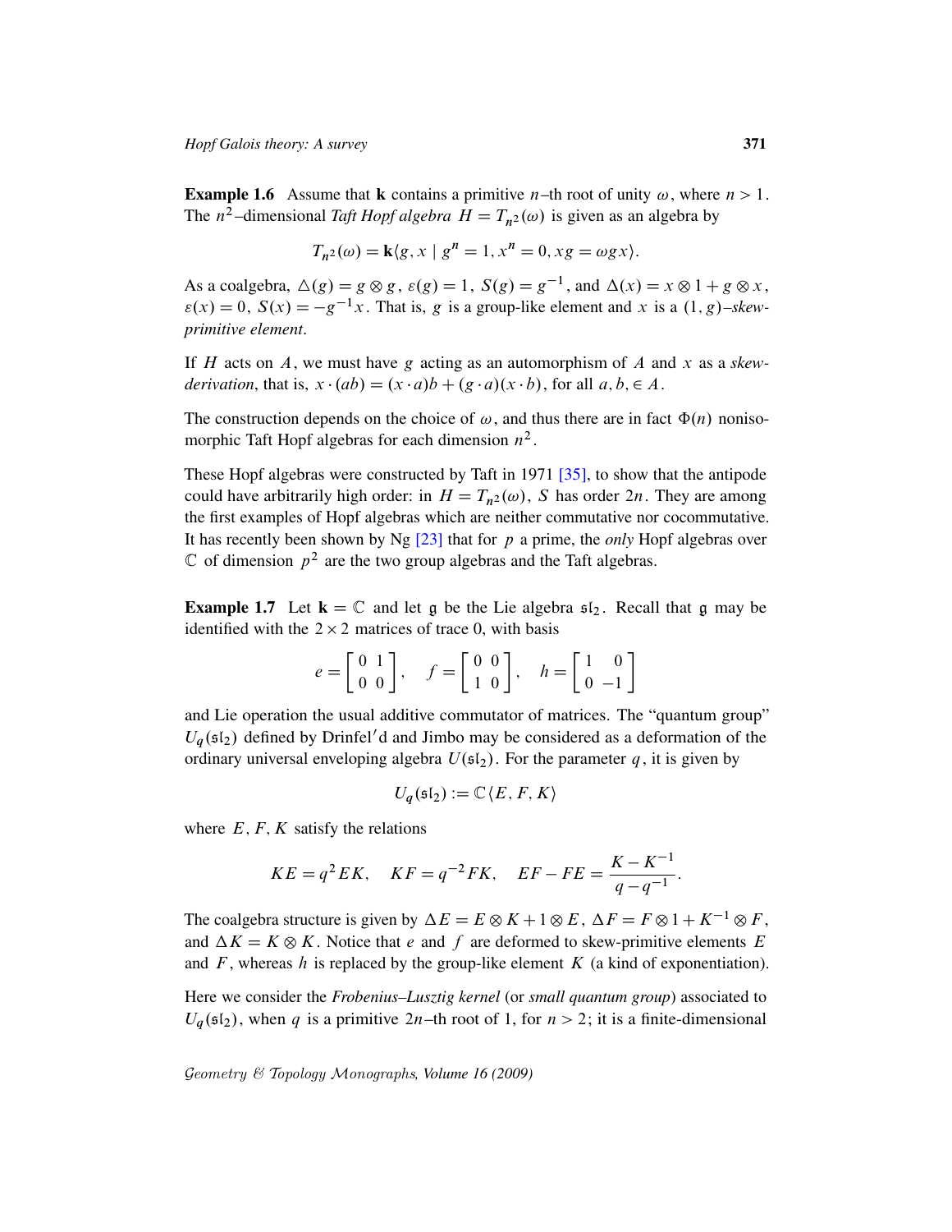**Example 1.6** Assume that $\mathbf{k}$ contains a primitive $n$–th root of unity $\omega$, where $n > 1$. The $n^2$–dimensional *Taft Hopf algebra* $H = T_{n^2}(\omega)$ is given as an algebra by

$$T_{n^2}(\omega) = \mathbf{k}\langle g, x \mid g^n = 1, x^n = 0, xg = \omega g x\rangle.$$

As a coalgebra, $\triangle(g) = g \otimes g$, $\varepsilon(g) = 1$, $S(g) = g^{-1}$, and $\Delta(x) = x \otimes 1 + g \otimes x$, $\varepsilon(x) = 0$, $S(x) = -g^{-1}x$. That is, $g$ is a group-like element and $x$ is a $(1, g)$–*skew-primitive element*.

If $H$ acts on $A$, we must have $g$ acting as an automorphism of $A$ and $x$ as a *skew-derivation*, that is, $x \cdot (ab) = (x \cdot a)b + (g \cdot a)(x \cdot b)$, for all $a, b, \in A$.

The construction depends on the choice of $\omega$, and thus there are in fact $\Phi(n)$ nonisomorphic Taft Hopf algebras for each dimension $n^2$.

These Hopf algebras were constructed by Taft in 1971 [35], to show that the antipode could have arbitrarily high order: in $H = T_{n^2}(\omega)$, $S$ has order $2n$. They are among the first examples of Hopf algebras which are neither commutative nor cocommutative. It has recently been shown by Ng [23] that for $p$ a prime, the *only* Hopf algebras over $\mathbb{C}$ of dimension $p^2$ are the two group algebras and the Taft algebras.

**Example 1.7** Let $\mathbf{k} = \mathbb{C}$ and let $\mathfrak{g}$ be the Lie algebra $\mathfrak{sl}_2$. Recall that $\mathfrak{g}$ may be identified with the $2 \times 2$ matrices of trace 0, with basis

$$e = \begin{bmatrix} 0 & 1 \\ 0 & 0 \end{bmatrix}, \quad f = \begin{bmatrix} 0 & 0 \\ 1 & 0 \end{bmatrix}, \quad h = \begin{bmatrix} 1 & 0 \\ 0 & -1 \end{bmatrix}$$

and Lie operation the usual additive commutator of matrices. The "quantum group" $U_q(\mathfrak{sl}_2)$ defined by Drinfel′d and Jimbo may be considered as a deformation of the ordinary universal enveloping algebra $U(\mathfrak{sl}_2)$. For the parameter $q$, it is given by

$$U_q(\mathfrak{sl}_2) := \mathbb{C}\langle E, F, K\rangle$$

where $E, F, K$ satisfy the relations

$$KE = q^2 EK, \quad KF = q^{-2} FK, \quad EF - FE = \frac{K - K^{-1}}{q - q^{-1}}.$$

The coalgebra structure is given by $\Delta E = E \otimes K + 1 \otimes E$, $\Delta F = F \otimes 1 + K^{-1} \otimes F$, and $\Delta K = K \otimes K$. Notice that $e$ and $f$ are deformed to skew-primitive elements $E$ and $F$, whereas $h$ is replaced by the group-like element $K$ (a kind of exponentiation).

Here we consider the *Frobenius–Lusztig kernel* (or *small quantum group*) associated to $U_q(\mathfrak{sl}_2)$, when $q$ is a primitive $2n$–th root of 1, for $n > 2$; it is a finite-dimensional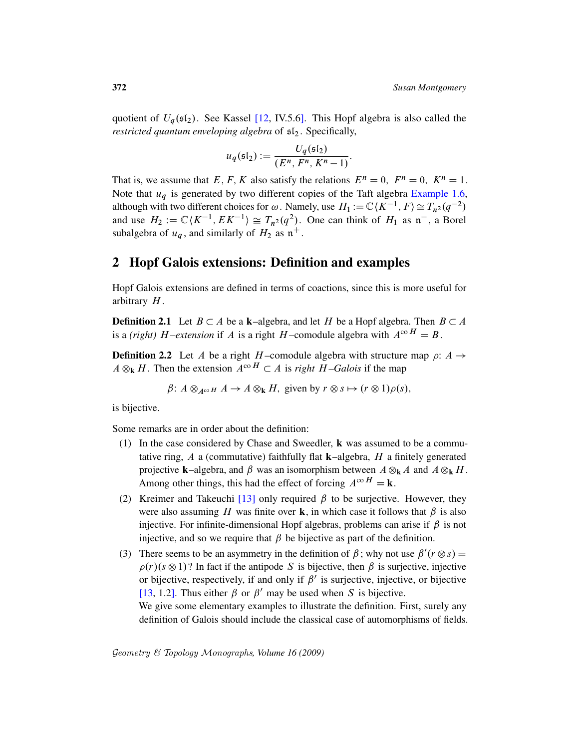quotient of $U_q(\mathfrak{sl}_2)$. See Kassel [12, IV.5.6]. This Hopf algebra is also called the *restricted quantum enveloping algebra* of $\mathfrak{sl}_2$. Specifically,

$$u_q(\mathfrak{sl}_2) := \frac{U_q(\mathfrak{sl}_2)}{(E^n, F^n, K^n - 1)}.$$

That is, we assume that $E, F, K$ also satisfy the relations $E^n = 0,\ F^n = 0,\ K^n = 1$. Note that $u_q$ is generated by two different copies of the Taft algebra Example 1.6, although with two different choices for $\omega$. Namely, use $H_1 := \mathbb{C}\langle K^{-1}, F\rangle \cong T_{n^2}(q^{-2})$ and use $H_2 := \mathbb{C}\langle K^{-1}, EK^{-1}\rangle \cong T_{n^2}(q^2)$. One can think of $H_1$ as $\mathfrak{n}^-$, a Borel subalgebra of $u_q$, and similarly of $H_2$ as $\mathfrak{n}^+$.

## 2 Hopf Galois extensions: Definition and examples

Hopf Galois extensions are defined in terms of coactions, since this is more useful for arbitrary $H$.

**Definition 2.1** Let $B \subset A$ be a $\mathbf{k}$–algebra, and let $H$ be a Hopf algebra. Then $B \subset A$ is a *(right) $H$–extension* if $A$ is a right $H$–comodule algebra with $A^{\mathrm{co}\,H} = B$.

**Definition 2.2** Let $A$ be a right $H$–comodule algebra with structure map $\rho\colon A \to A \otimes_{\mathbf{k}} H$. Then the extension $A^{\mathrm{co}\,H} \subset A$ is *right $H$–Galois* if the map

$$\beta\colon A \otimes_{A^{\mathrm{co}\,H}} A \to A \otimes_{\mathbf{k}} H,\ \text{given by } r \otimes s \mapsto (r \otimes 1)\rho(s),$$

is bijective.

Some remarks are in order about the definition:

(1) In the case considered by Chase and Sweedler, $\mathbf{k}$ was assumed to be a commutative ring, $A$ a (commutative) faithfully flat $\mathbf{k}$–algebra, $H$ a finitely generated projective $\mathbf{k}$–algebra, and $\beta$ was an isomorphism between $A \otimes_{\mathbf{k}} A$ and $A \otimes_{\mathbf{k}} H$. Among other things, this had the effect of forcing $A^{\mathrm{co}\,H} = \mathbf{k}$.

(2) Kreimer and Takeuchi [13] only required $\beta$ to be surjective. However, they were also assuming $H$ was finite over $\mathbf{k}$, in which case it follows that $\beta$ is also injective. For infinite-dimensional Hopf algebras, problems can arise if $\beta$ is not injective, and so we require that $\beta$ be bijective as part of the definition.

(3) There seems to be an asymmetry in the definition of $\beta$; why not use $\beta'(r \otimes s) = \rho(r)(s \otimes 1)$? In fact if the antipode $S$ is bijective, then $\beta$ is surjective, injective or bijective, respectively, if and only if $\beta'$ is surjective, injective, or bijective [13, 1.2]. Thus either $\beta$ or $\beta'$ may be used when $S$ is bijective.

We give some elementary examples to illustrate the definition. First, surely any definition of Galois should include the classical case of automorphisms of fields.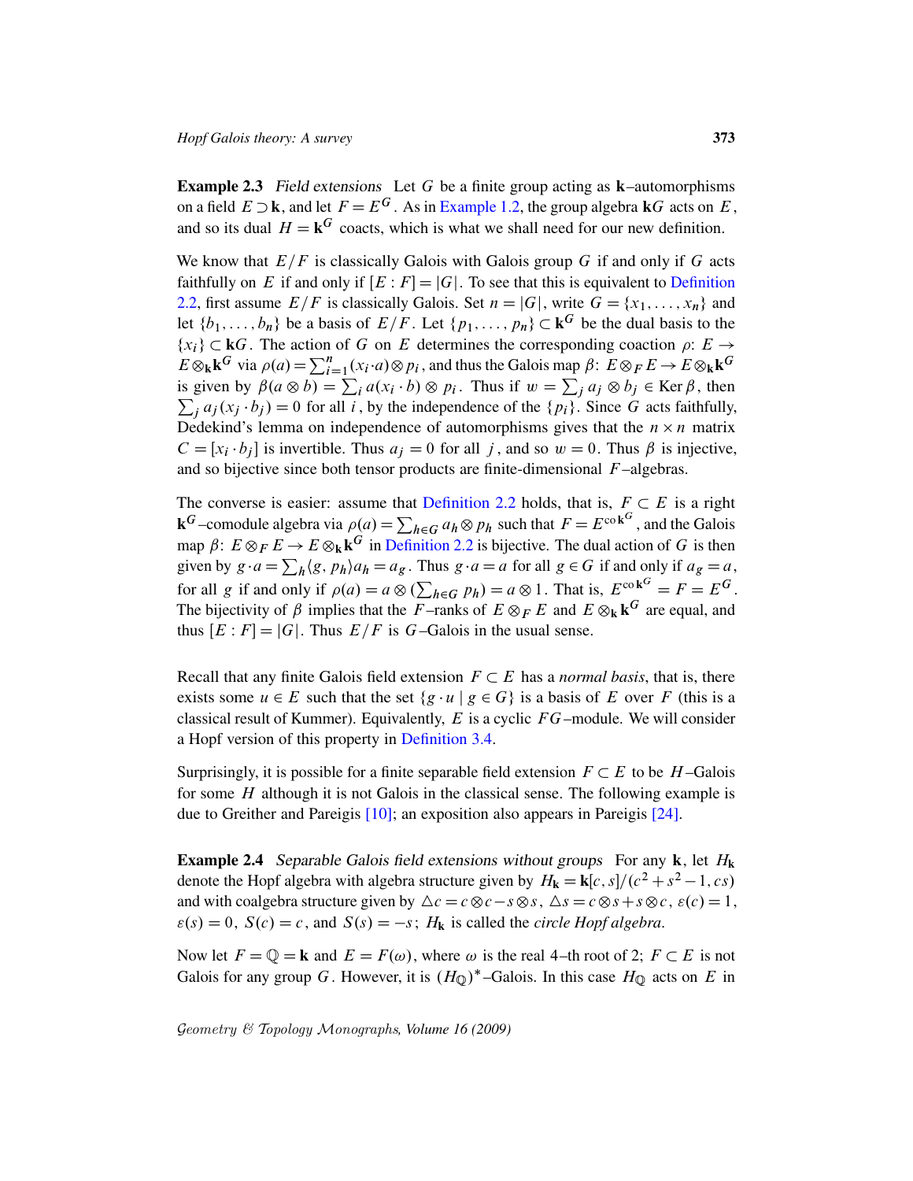**Example 2.3** *Field extensions* Let $G$ be a finite group acting as $\mathbf{k}$–automorphisms on a field $E \supset \mathbf{k}$, and let $F = E^G$. As in Example 1.2, the group algebra $\mathbf{k}G$ acts on $E$, and so its dual $H = \mathbf{k}^G$ coacts, which is what we shall need for our new definition.

We know that $E/F$ is classically Galois with Galois group $G$ if and only if $G$ acts faithfully on $E$ if and only if $[E:F] = |G|$. To see that this is equivalent to Definition 2.2, first assume $E/F$ is classically Galois. Set $n = |G|$, write $G = \{x_1, \dots, x_n\}$ and let $\{b_1, \dots, b_n\}$ be a basis of $E/F$. Let $\{p_1, \dots, p_n\} \subset \mathbf{k}^G$ be the dual basis to the $\{x_i\} \subset \mathbf{k}G$. The action of $G$ on $E$ determines the corresponding coaction $\rho\colon E \to E \otimes_{\mathbf{k}} \mathbf{k}^G$ via $\rho(a) = \sum_{i=1}^n (x_i \cdot a) \otimes p_i$, and thus the Galois map $\beta\colon E \otimes_F E \to E \otimes_{\mathbf{k}} \mathbf{k}^G$ is given by $\beta(a \otimes b) = \sum_i a(x_i \cdot b) \otimes p_i$. Thus if $w = \sum_j a_j \otimes b_j \in \operatorname{Ker} \beta$, then $\sum_j a_j (x_j \cdot b_j) = 0$ for all $i$, by the independence of the $\{p_i\}$. Since $G$ acts faithfully, Dedekind's lemma on independence of automorphisms gives that the $n \times n$ matrix $C = [x_i \cdot b_j]$ is invertible. Thus $a_j = 0$ for all $j$, and so $w = 0$. Thus $\beta$ is injective, and so bijective since both tensor products are finite-dimensional $F$–algebras.

The converse is easier: assume that Definition 2.2 holds, that is, $F \subset E$ is a right $\mathbf{k}^G$–comodule algebra via $\rho(a) = \sum_{h \in G} a_h \otimes p_h$ such that $F = E^{\mathrm{co}\,\mathbf{k}^G}$, and the Galois map $\beta\colon E \otimes_F E \to E \otimes_{\mathbf{k}} \mathbf{k}^G$ in Definition 2.2 is bijective. The dual action of $G$ is then given by $g \cdot a = \sum_h \langle g, p_h \rangle a_h = a_g$. Thus $g \cdot a = a$ for all $g \in G$ if and only if $a_g = a$, for all $g$ if and only if $\rho(a) = a \otimes (\sum_{h \in G} p_h) = a \otimes 1$. That is, $E^{\mathrm{co}\,\mathbf{k}^G} = F = E^G$. The bijectivity of $\beta$ implies that the $F$–ranks of $E \otimes_F E$ and $E \otimes_{\mathbf{k}} \mathbf{k}^G$ are equal, and thus $[E:F] = |G|$. Thus $E/F$ is $G$–Galois in the usual sense.

Recall that any finite Galois field extension $F \subset E$ has a *normal basis*, that is, there exists some $u \in E$ such that the set $\{g \cdot u \mid g \in G\}$ is a basis of $E$ over $F$ (this is a classical result of Kummer). Equivalently, $E$ is a cyclic $FG$–module. We will consider a Hopf version of this property in Definition 3.4.

Surprisingly, it is possible for a finite separable field extension $F \subset E$ to be $H$–Galois for some $H$ although it is not Galois in the classical sense. The following example is due to Greither and Pareigis [10]; an exposition also appears in Pareigis [24].

**Example 2.4** *Separable Galois field extensions without groups* For any $\mathbf{k}$, let $H_{\mathbf{k}}$ denote the Hopf algebra with algebra structure given by $H_{\mathbf{k}} = \mathbf{k}[c,s]/(c^2 + s^2 - 1, cs)$ and with coalgebra structure given by $\triangle c = c \otimes c - s \otimes s$, $\triangle s = c \otimes s + s \otimes c$, $\varepsilon(c) = 1$, $\varepsilon(s) = 0$, $S(c) = c$, and $S(s) = -s$; $H_{\mathbf{k}}$ is called the *circle Hopf algebra*.

Now let $F = \mathbb{Q} = \mathbf{k}$ and $E = F(\omega)$, where $\omega$ is the real 4–th root of 2; $F \subset E$ is not Galois for any group $G$. However, it is $(H_{\mathbb{Q}})^*$–Galois. In this case $H_{\mathbb{Q}}$ acts on $E$ in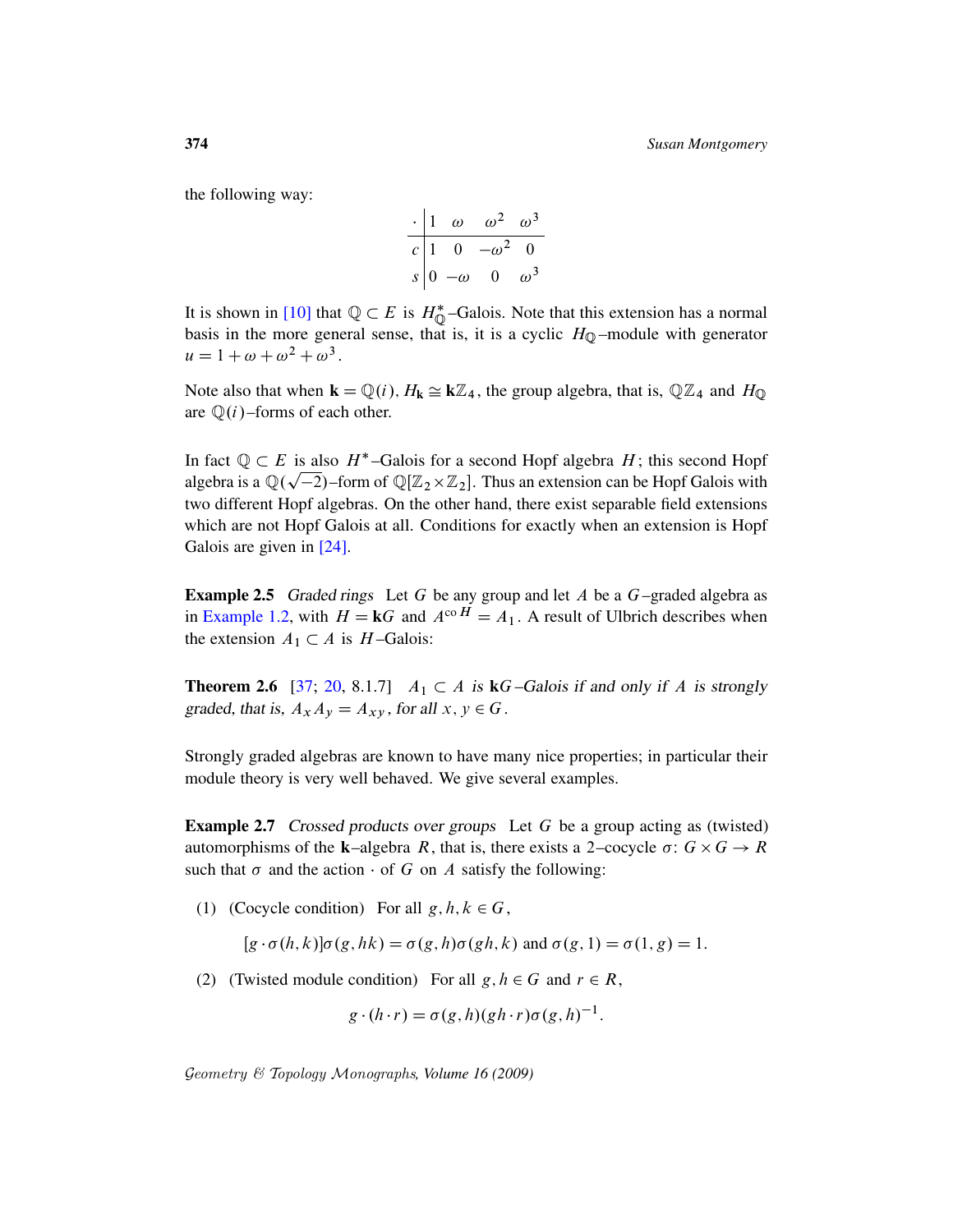the following way:

| $\cdot$ | $1$ | $\omega$ | $\omega^2$ | $\omega^3$ |
|---|---|---|---|---|
| $c$ | $1$ | $0$ | $-\omega^2$ | $0$ |
| $s$ | $0$ | $-\omega$ | $0$ | $\omega^3$ |

It is shown in [10] that $\mathbb{Q} \subset E$ is $H_{\mathbb{Q}}^*$–Galois. Note that this extension has a normal basis in the more general sense, that is, it is a cyclic $H_{\mathbb{Q}}$–module with generator $u = 1 + \omega + \omega^2 + \omega^3$.

Note also that when $\mathbf{k} = \mathbb{Q}(i)$, $H_{\mathbf{k}} \cong \mathbf{k}\mathbb{Z}_4$, the group algebra, that is, $\mathbb{Q}\mathbb{Z}_4$ and $H_{\mathbb{Q}}$ are $\mathbb{Q}(i)$–forms of each other.

In fact $\mathbb{Q} \subset E$ is also $H^*$–Galois for a second Hopf algebra $H$; this second Hopf algebra is a $\mathbb{Q}(\sqrt{-2})$–form of $\mathbb{Q}[\mathbb{Z}_2 \times \mathbb{Z}_2]$. Thus an extension can be Hopf Galois with two different Hopf algebras. On the other hand, there exist separable field extensions which are not Hopf Galois at all. Conditions for exactly when an extension is Hopf Galois are given in [24].

**Example 2.5** *Graded rings* Let $G$ be any group and let $A$ be a $G$–graded algebra as in Example 1.2, with $H = \mathbf{k}G$ and $A^{\operatorname{co} H} = A_1$. A result of Ulbrich describes when the extension $A_1 \subset A$ is $H$–Galois:

**Theorem 2.6** [37; 20, 8.1.7] *$A_1 \subset A$ is $\mathbf{k}G$–Galois if and only if $A$ is strongly graded, that is, $A_x A_y = A_{xy}$, for all $x, y \in G$.*

Strongly graded algebras are known to have many nice properties; in particular their module theory is very well behaved. We give several examples.

**Example 2.7** *Crossed products over groups* Let $G$ be a group acting as (twisted) automorphisms of the $\mathbf{k}$–algebra $R$, that is, there exists a 2–cocycle $\sigma\colon G \times G \to R$ such that $\sigma$ and the action $\cdot$ of $G$ on $A$ satisfy the following:

1. (Cocycle condition) For all $g, h, k \in G$,

$$[g \cdot \sigma(h,k)]\sigma(g,hk) = \sigma(g,h)\sigma(gh,k) \text{ and } \sigma(g,1) = \sigma(1,g) = 1.$$

2. (Twisted module condition) For all $g, h \in G$ and $r \in R$,

$$g \cdot (h \cdot r) = \sigma(g,h)(gh \cdot r)\sigma(g,h)^{-1}.$$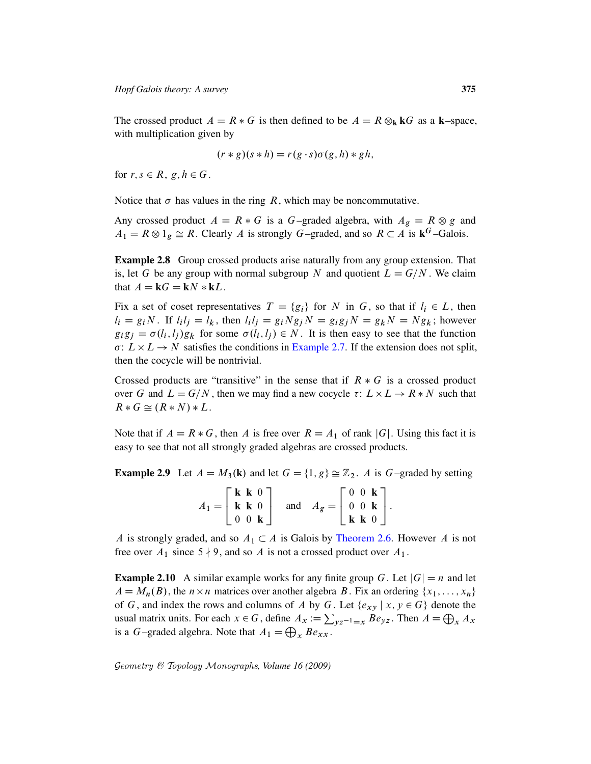The crossed product $A = R * G$ is then defined to be $A = R \otimes_{\mathbf{k}} \mathbf{k}G$ as a $\mathbf{k}$–space, with multiplication given by

$$(r * g)(s * h) = r(g \cdot s)\sigma(g, h) * gh,$$

for $r, s \in R$, $g, h \in G$.

Notice that $\sigma$ has values in the ring $R$, which may be noncommutative.

Any crossed product $A = R * G$ is a $G$–graded algebra, with $A_g = R \otimes g$ and $A_1 = R \otimes 1_g \cong R$. Clearly $A$ is strongly $G$–graded, and so $R \subset A$ is $\mathbf{k}^G$–Galois.

**Example 2.8** Group crossed products arise naturally from any group extension. That is, let $G$ be any group with normal subgroup $N$ and quotient $L = G/N$. We claim that $A = \mathbf{k}G = \mathbf{k}N * \mathbf{k}L$.

Fix a set of coset representatives $T = \{g_i\}$ for $N$ in $G$, so that if $l_i \in L$, then $l_i = g_i N$. If $l_i l_j = l_k$, then $l_i l_j = g_i N g_j N = g_i g_j N = g_k N = N g_k$; however $g_i g_j = \sigma(l_i, l_j) g_k$ for some $\sigma(l_i, l_j) \in N$. It is then easy to see that the function $\sigma\colon L \times L \to N$ satisfies the conditions in Example 2.7. If the extension does not split, then the cocycle will be nontrivial.

Crossed products are "transitive" in the sense that if $R * G$ is a crossed product over $G$ and $L = G/N$, then we may find a new cocycle $\tau\colon L \times L \to R * N$ such that $R * G \cong (R * N) * L$.

Note that if $A = R * G$, then $A$ is free over $R = A_1$ of rank $|G|$. Using this fact it is easy to see that not all strongly graded algebras are crossed products.

**Example 2.9** Let $A = M_3(\mathbf{k})$ and let $G = \{1, g\} \cong \mathbb{Z}_2$. $A$ is $G$–graded by setting

$$A_1 = \begin{bmatrix} \mathbf{k} & \mathbf{k} & 0 \\ \mathbf{k} & \mathbf{k} & 0 \\ 0 & 0 & \mathbf{k} \end{bmatrix} \quad \text{and} \quad A_g = \begin{bmatrix} 0 & 0 & \mathbf{k} \\ 0 & 0 & \mathbf{k} \\ \mathbf{k} & \mathbf{k} & 0 \end{bmatrix}.$$

$A$ is strongly graded, and so $A_1 \subset A$ is Galois by Theorem 2.6. However $A$ is not free over $A_1$ since $5 \nmid 9$, and so $A$ is not a crossed product over $A_1$.

**Example 2.10** A similar example works for any finite group $G$. Let $|G| = n$ and let $A = M_n(B)$, the $n \times n$ matrices over another algebra $B$. Fix an ordering $\{x_1, \dots, x_n\}$ of $G$, and index the rows and columns of $A$ by $G$. Let $\{e_{xy} \mid x, y \in G\}$ denote the usual matrix units. For each $x \in G$, define $A_x := \sum_{yz^{-1} = x} B e_{yz}$. Then $A = \bigoplus_x A_x$ is a $G$–graded algebra. Note that $A_1 = \bigoplus_x B e_{xx}$.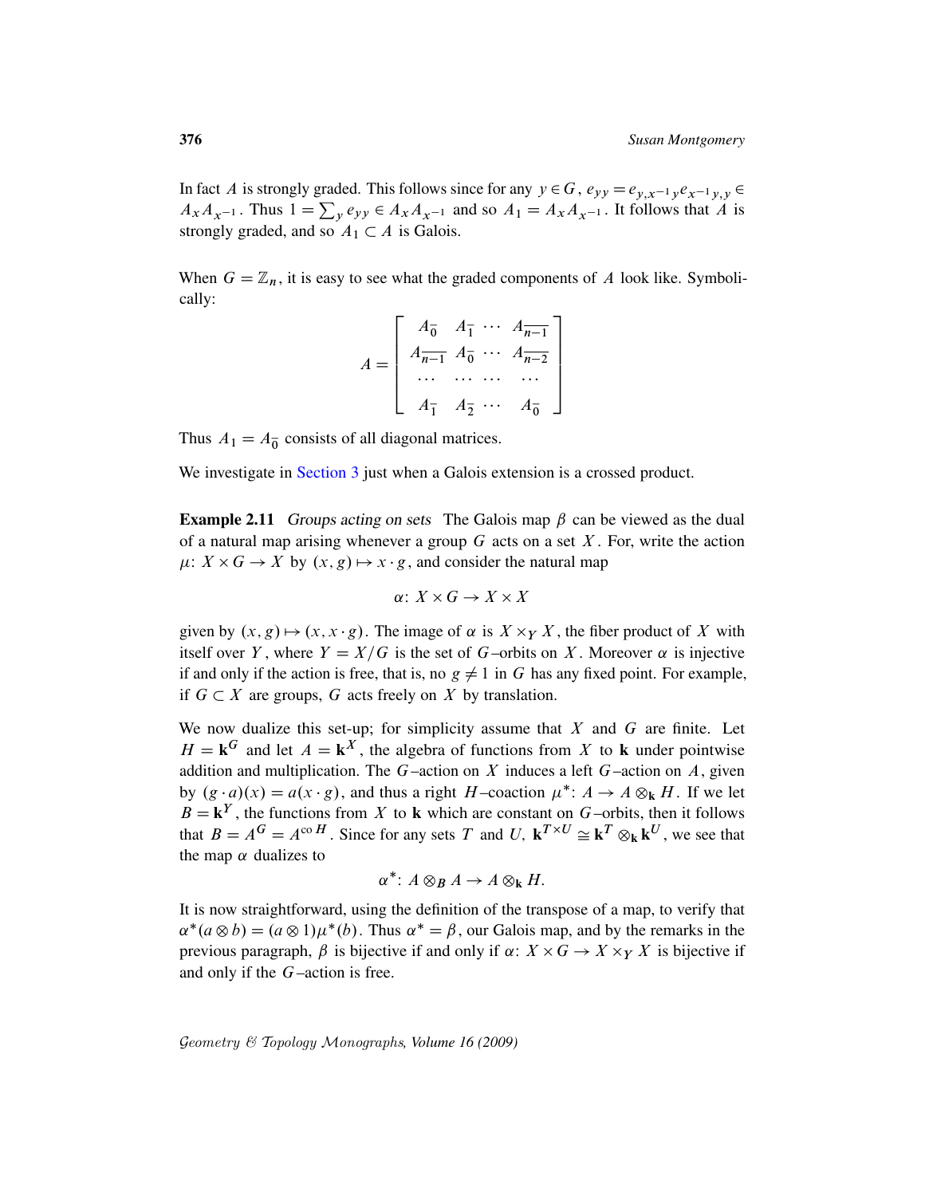In fact $A$ is strongly graded. This follows since for any $y \in G$, $e_{yy} = e_{y,x^{-1}y} e_{x^{-1}y,y} \in A_x A_{x^{-1}}$. Thus $1 = \sum_y e_{yy} \in A_x A_{x^{-1}}$ and so $A_1 = A_x A_{x^{-1}}$. It follows that $A$ is strongly graded, and so $A_1 \subset A$ is Galois.

When $G = \mathbb{Z}_n$, it is easy to see what the graded components of $A$ look like. Symbolically:

$$A = \begin{bmatrix} A_{\bar{0}} & A_{\bar{1}} & \cdots & A_{\overline{n-1}} \\ A_{\overline{n-1}} & A_{\bar{0}} & \cdots & A_{\overline{n-2}} \\ \cdots & \cdots & \cdots & \cdots \\ A_{\bar{1}} & A_{\bar{2}} & \cdots & A_{\bar{0}} \end{bmatrix}$$

Thus $A_1 = A_{\bar{0}}$ consists of all diagonal matrices.

We investigate in Section 3 just when a Galois extension is a crossed product.

**Example 2.11** *Groups acting on sets* The Galois map $\beta$ can be viewed as the dual of a natural map arising whenever a group $G$ acts on a set $X$. For, write the action $\mu\colon X \times G \to X$ by $(x, g) \mapsto x \cdot g$, and consider the natural map

$$\alpha\colon X \times G \to X \times X$$

given by $(x, g) \mapsto (x, x \cdot g)$. The image of $\alpha$ is $X \times_Y X$, the fiber product of $X$ with itself over $Y$, where $Y = X/G$ is the set of $G$–orbits on $X$. Moreover $\alpha$ is injective if and only if the action is free, that is, no $g \neq 1$ in $G$ has any fixed point. For example, if $G \subset X$ are groups, $G$ acts freely on $X$ by translation.

We now dualize this set-up; for simplicity assume that $X$ and $G$ are finite. Let $H = \mathbf{k}^G$ and let $A = \mathbf{k}^X$, the algebra of functions from $X$ to $\mathbf{k}$ under pointwise addition and multiplication. The $G$–action on $X$ induces a left $G$–action on $A$, given by $(g \cdot a)(x) = a(x \cdot g)$, and thus a right $H$–coaction $\mu^*\colon A \to A \otimes_{\mathbf{k}} H$. If we let $B = \mathbf{k}^Y$, the functions from $X$ to $\mathbf{k}$ which are constant on $G$–orbits, then it follows that $B = A^G = A^{\mathrm{co}\, H}$. Since for any sets $T$ and $U$, $\mathbf{k}^{T \times U} \cong \mathbf{k}^T \otimes_{\mathbf{k}} \mathbf{k}^U$, we see that the map $\alpha$ dualizes to

$$\alpha^*\colon A \otimes_B A \to A \otimes_{\mathbf{k}} H.$$

It is now straightforward, using the definition of the transpose of a map, to verify that $\alpha^*(a \otimes b) = (a \otimes 1)\mu^*(b)$. Thus $\alpha^* = \beta$, our Galois map, and by the remarks in the previous paragraph, $\beta$ is bijective if and only if $\alpha\colon X \times G \to X \times_Y X$ is bijective if and only if the $G$–action is free.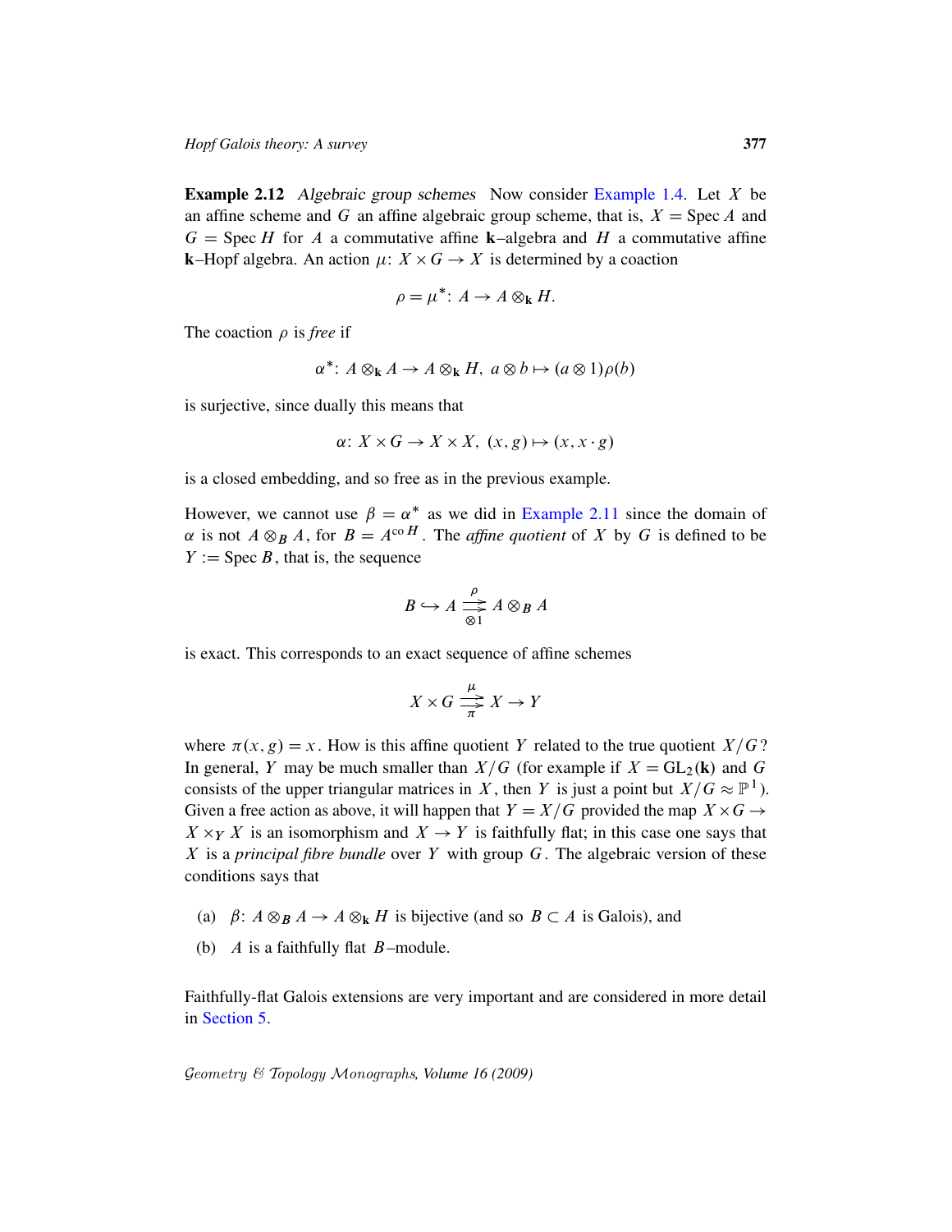**Example 2.12** *Algebraic group schemes* Now consider Example 1.4. Let $X$ be an affine scheme and $G$ an affine algebraic group scheme, that is, $X = \operatorname{Spec} A$ and $G = \operatorname{Spec} H$ for $A$ a commutative affine $\mathbf{k}$–algebra and $H$ a commutative affine $\mathbf{k}$–Hopf algebra. An action $\mu\colon X \times G \to X$ is determined by a coaction

$$\rho = \mu^*\colon A \to A \otimes_{\mathbf{k}} H.$$

The coaction $\rho$ is *free* if

$$\alpha^*\colon A \otimes_{\mathbf{k}} A \to A \otimes_{\mathbf{k}} H,\ a \otimes b \mapsto (a \otimes 1)\rho(b)$$

is surjective, since dually this means that

$$\alpha\colon X \times G \to X \times X,\ (x, g) \mapsto (x, x \cdot g)$$

is a closed embedding, and so free as in the previous example.

However, we cannot use $\beta = \alpha^*$ as we did in Example 2.11 since the domain of $\alpha$ is not $A \otimes_B A$, for $B = A^{\operatorname{co} H}$. The *affine quotient* of $X$ by $G$ is defined to be $Y := \operatorname{Spec} B$, that is, the sequence

$$B \hookrightarrow A \underset{\otimes 1}{\overset{\rho}{\rightrightarrows}} A \otimes_B A$$

is exact. This corresponds to an exact sequence of affine schemes

$$X \times G \underset{\pi}{\overset{\mu}{\rightrightarrows}} X \to Y$$

where $\pi(x, g) = x$. How is this affine quotient $Y$ related to the true quotient $X/G$? In general, $Y$ may be much smaller than $X/G$ (for example if $X = \mathrm{GL}_2(\mathbf{k})$ and $G$ consists of the upper triangular matrices in $X$, then $Y$ is just a point but $X/G \approx \mathbb{P}^1$). Given a free action as above, it will happen that $Y = X/G$ provided the map $X \times G \to X \times_Y X$ is an isomorphism and $X \to Y$ is faithfully flat; in this case one says that $X$ is a *principal fibre bundle* over $Y$ with group $G$. The algebraic version of these conditions says that

(a) $\beta\colon A \otimes_B A \to A \otimes_{\mathbf{k}} H$ is bijective (and so $B \subset A$ is Galois), and

(b) $A$ is a faithfully flat $B$–module.

Faithfully-flat Galois extensions are very important and are considered in more detail in Section 5.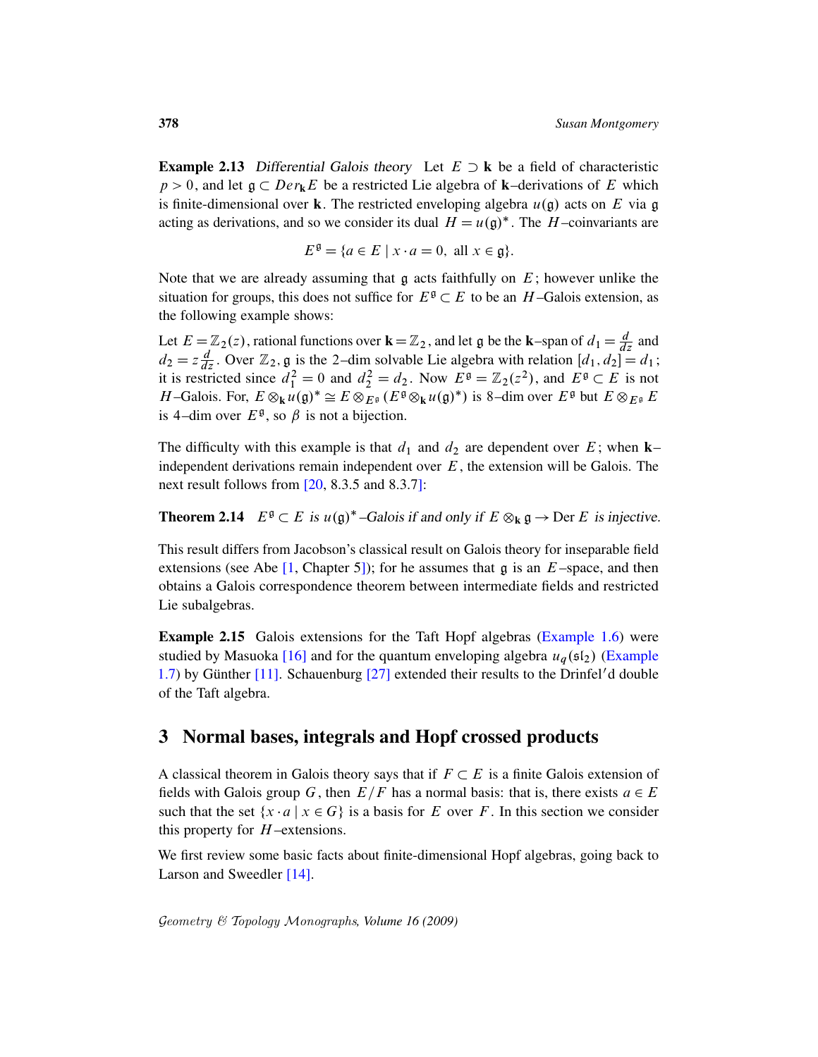**Example 2.13** *Differential Galois theory* Let $E \supset \mathbf{k}$ be a field of characteristic $p > 0$, and let $\mathfrak{g} \subset Der_{\mathbf{k}} E$ be a restricted Lie algebra of $\mathbf{k}$–derivations of $E$ which is finite-dimensional over $\mathbf{k}$. The restricted enveloping algebra $u(\mathfrak{g})$ acts on $E$ via $\mathfrak{g}$ acting as derivations, and so we consider its dual $H = u(\mathfrak{g})^*$. The $H$–coinvariants are

$$E^{\mathfrak{g}} = \{a \in E \mid x \cdot a = 0, \text{ all } x \in \mathfrak{g}\}.$$

Note that we are already assuming that $\mathfrak{g}$ acts faithfully on $E$; however unlike the situation for groups, this does not suffice for $E^{\mathfrak{g}} \subset E$ to be an $H$–Galois extension, as the following example shows:

Let $E = \mathbb{Z}_2(z)$, rational functions over $\mathbf{k} = \mathbb{Z}_2$, and let $\mathfrak{g}$ be the $\mathbf{k}$–span of $d_1 = \frac{d}{dz}$ and $d_2 = z\frac{d}{dz}$. Over $\mathbb{Z}_2$, $\mathfrak{g}$ is the 2–dim solvable Lie algebra with relation $[d_1, d_2] = d_1$; it is restricted since $d_1^2 = 0$ and $d_2^2 = d_2$. Now $E^{\mathfrak{g}} = \mathbb{Z}_2(z^2)$, and $E^{\mathfrak{g}} \subset E$ is not $H$–Galois. For, $E \otimes_{\mathbf{k}} u(\mathfrak{g})^* \cong E \otimes_{E^{\mathfrak{g}}} (E^{\mathfrak{g}} \otimes_{\mathbf{k}} u(\mathfrak{g})^*)$ is 8–dim over $E^{\mathfrak{g}}$ but $E \otimes_{E^{\mathfrak{g}}} E$ is 4–dim over $E^{\mathfrak{g}}$, so $\beta$ is not a bijection.

The difficulty with this example is that $d_1$ and $d_2$ are dependent over $E$; when $\mathbf{k}$–independent derivations remain independent over $E$, the extension will be Galois. The next result follows from [20, 8.3.5 and 8.3.7]:

**Theorem 2.14** *$E^{\mathfrak{g}} \subset E$ is $u(\mathfrak{g})^*$–Galois if and only if $E \otimes_{\mathbf{k}} \mathfrak{g} \to \mathrm{Der}\, E$ is injective.*

This result differs from Jacobson's classical result on Galois theory for inseparable field extensions (see Abe [1, Chapter 5]); for he assumes that $\mathfrak{g}$ is an $E$–space, and then obtains a Galois correspondence theorem between intermediate fields and restricted Lie subalgebras.

**Example 2.15** Galois extensions for the Taft Hopf algebras (Example 1.6) were studied by Masuoka [16] and for the quantum enveloping algebra $u_q(\mathfrak{sl}_2)$ (Example 1.7) by Günther [11]. Schauenburg [27] extended their results to the Drinfel′d double of the Taft algebra.

## 3 Normal bases, integrals and Hopf crossed products

A classical theorem in Galois theory says that if $F \subset E$ is a finite Galois extension of fields with Galois group $G$, then $E/F$ has a normal basis: that is, there exists $a \in E$ such that the set $\{x \cdot a \mid x \in G\}$ is a basis for $E$ over $F$. In this section we consider this property for $H$–extensions.

We first review some basic facts about finite-dimensional Hopf algebras, going back to Larson and Sweedler [14].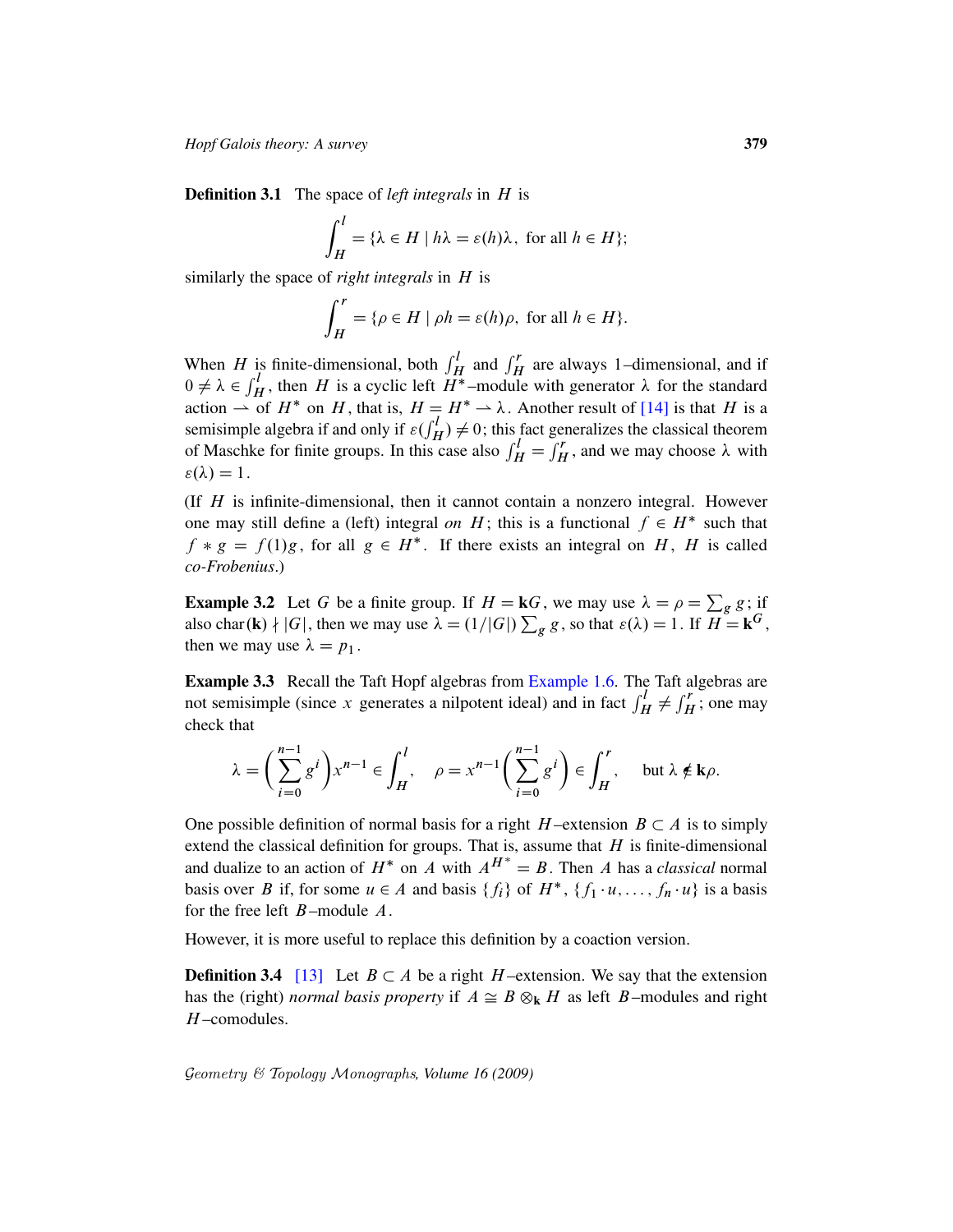**Definition 3.1** The space of *left integrals* in $H$ is

$$\int_H^l = \{\lambda \in H \mid h\lambda = \varepsilon(h)\lambda, \text{ for all } h \in H\};$$

similarly the space of *right integrals* in $H$ is

$$\int_H^r = \{\rho \in H \mid \rho h = \varepsilon(h)\rho, \text{ for all } h \in H\}.$$

When $H$ is finite-dimensional, both $\int_H^l$ and $\int_H^r$ are always 1–dimensional, and if $0 \neq \lambda \in \int_H^l$, then $H$ is a cyclic left $H^*$–module with generator $\lambda$ for the standard action $\rightharpoonup$ of $H^*$ on $H$, that is, $H = H^* \rightharpoonup \lambda$. Another result of [14] is that $H$ is a semisimple algebra if and only if $\varepsilon(\int_H^l) \neq 0$; this fact generalizes the classical theorem of Maschke for finite groups. In this case also $\int_H^l = \int_H^r$, and we may choose $\lambda$ with $\varepsilon(\lambda) = 1$.

(If $H$ is infinite-dimensional, then it cannot contain a nonzero integral. However one may still define a (left) integral *on* $H$; this is a functional $f \in H^*$ such that $f * g = f(1)g$, for all $g \in H^*$. If there exists an integral on $H$, $H$ is called *co-Frobenius*.)

**Example 3.2** Let $G$ be a finite group. If $H = \mathbf{k}G$, we may use $\lambda = \rho = \sum_g g$; if also $\mathrm{char}(\mathbf{k}) \nmid |G|$, then we may use $\lambda = (1/|G|) \sum_g g$, so that $\varepsilon(\lambda) = 1$. If $H = \mathbf{k}^G$, then we may use $\lambda = p_1$.

**Example 3.3** Recall the Taft Hopf algebras from Example 1.6. The Taft algebras are not semisimple (since $x$ generates a nilpotent ideal) and in fact $\int_H^l \neq \int_H^r$; one may check that

$$\lambda = \left(\sum_{i=0}^{n-1} g^i\right) x^{n-1} \in \int_H^l, \quad \rho = x^{n-1}\left(\sum_{i=0}^{n-1} g^i\right) \in \int_H^r, \quad \text{but } \lambda \notin \mathbf{k}\rho.$$

One possible definition of normal basis for a right $H$–extension $B \subset A$ is to simply extend the classical definition for groups. That is, assume that $H$ is finite-dimensional and dualize to an action of $H^*$ on $A$ with $A^{H^*} = B$. Then $A$ has a *classical* normal basis over $B$ if, for some $u \in A$ and basis $\{f_i\}$ of $H^*$, $\{f_1 \cdot u, \ldots, f_n \cdot u\}$ is a basis for the free left $B$–module $A$.

However, it is more useful to replace this definition by a coaction version.

**Definition 3.4** [13] Let $B \subset A$ be a right $H$–extension. We say that the extension has the (right) *normal basis property* if $A \cong B \otimes_{\mathbf{k}} H$ as left $B$–modules and right $H$–comodules.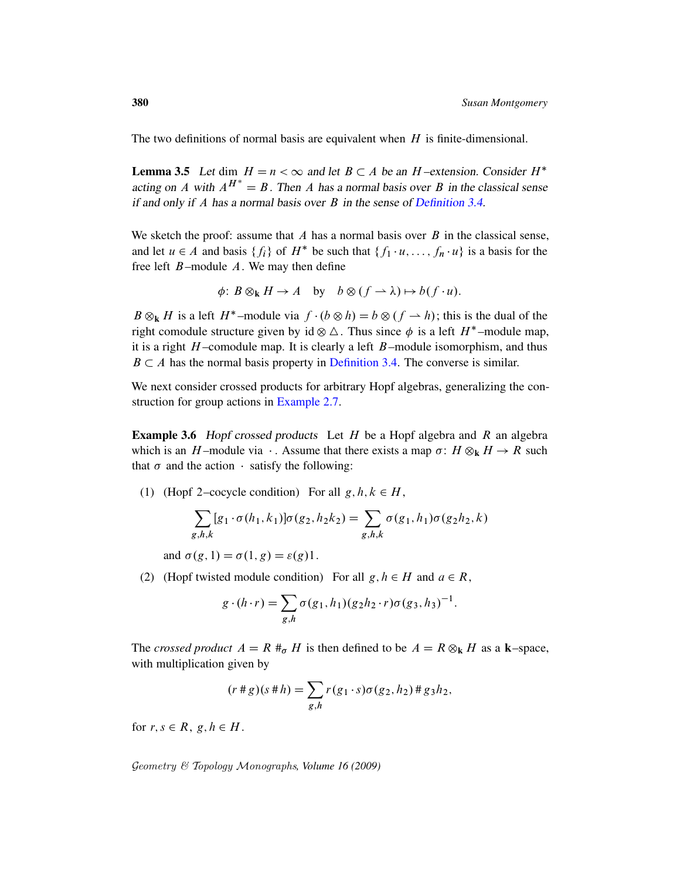The two definitions of normal basis are equivalent when $H$ is finite-dimensional.

**Lemma 3.5** *Let* $\dim H = n < \infty$ *and let* $B \subset A$ *be an* $H$*–extension. Consider* $H^*$ *acting on* $A$ *with* $A^{H^*} = B$*. Then* $A$ *has a normal basis over* $B$ *in the classical sense if and only if* $A$ *has a normal basis over* $B$ *in the sense of Definition 3.4.*

We sketch the proof: assume that $A$ has a normal basis over $B$ in the classical sense, and let $u \in A$ and basis $\{f_i\}$ of $H^*$ be such that $\{f_1 \cdot u, \ldots, f_n \cdot u\}$ is a basis for the free left $B$–module $A$. We may then define

$$\phi \colon B \otimes_{\mathbf{k}} H \to A \quad \text{by} \quad b \otimes (f \rightharpoonup \lambda) \mapsto b(f \cdot u).$$

$B \otimes_{\mathbf{k}} H$ is a left $H^*$–module via $f \cdot (b \otimes h) = b \otimes (f \rightharpoonup h)$; this is the dual of the right comodule structure given by $\mathrm{id} \otimes \triangle$. Thus since $\phi$ is a left $H^*$–module map, it is a right $H$–comodule map. It is clearly a left $B$–module isomorphism, and thus $B \subset A$ has the normal basis property in Definition 3.4. The converse is similar.

We next consider crossed products for arbitrary Hopf algebras, generalizing the construction for group actions in Example 2.7.

**Example 3.6** *Hopf crossed products* Let $H$ be a Hopf algebra and $R$ an algebra which is an $H$–module via $\cdot$. Assume that there exists a map $\sigma \colon H \otimes_{\mathbf{k}} H \to R$ such that $\sigma$ and the action $\cdot$ satisfy the following:

(1) (Hopf 2–cocycle condition) For all $g, h, k \in H$,

$$\sum_{g,h,k} [g_1 \cdot \sigma(h_1, k_1)]\sigma(g_2, h_2k_2) = \sum_{g,h,k} \sigma(g_1, h_1)\sigma(g_2h_2, k)$$

and $\sigma(g, 1) = \sigma(1, g) = \varepsilon(g)1$.

(2) (Hopf twisted module condition) For all $g, h \in H$ and $a \in R$,

$$g \cdot (h \cdot r) = \sum_{g,h} \sigma(g_1, h_1)(g_2h_2 \cdot r)\sigma(g_3, h_3)^{-1}.$$

The *crossed product* $A = R \#_\sigma H$ is then defined to be $A = R \otimes_{\mathbf{k}} H$ as a $\mathbf{k}$–space, with multiplication given by

$$(r \# g)(s \# h) = \sum_{g,h} r(g_1 \cdot s)\sigma(g_2, h_2) \# g_3h_2,$$

for $r, s \in R$, $g, h \in H$.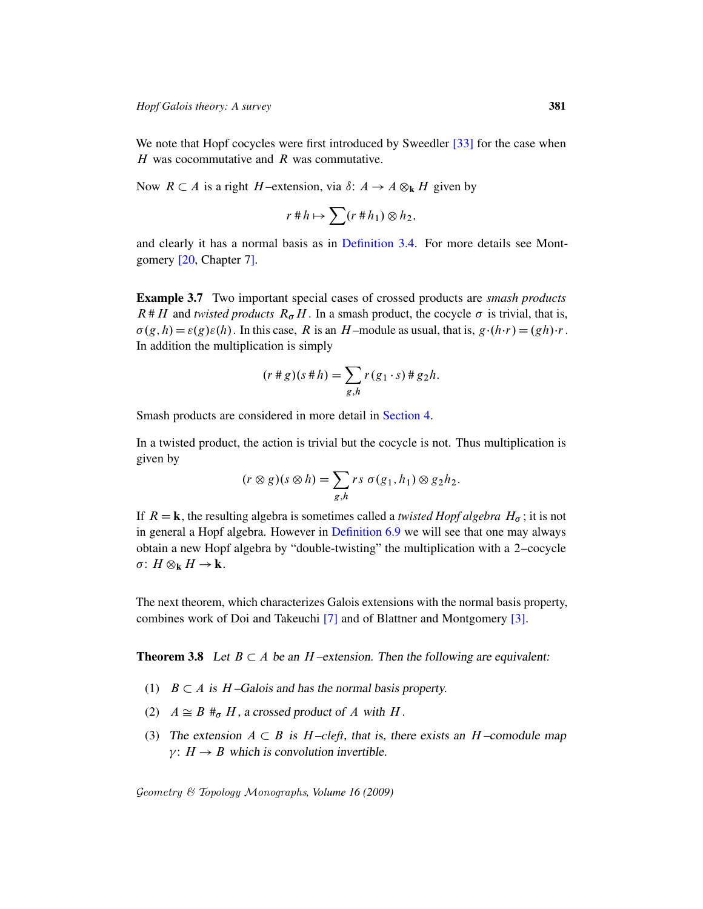We note that Hopf cocycles were first introduced by Sweedler [33] for the case when $H$ was cocommutative and $R$ was commutative.

Now $R \subset A$ is a right $H$–extension, via $\delta\colon A \to A \otimes_{\mathbf{k}} H$ given by

$$r \# h \mapsto \sum (r \# h_1) \otimes h_2,$$

and clearly it has a normal basis as in Definition 3.4. For more details see Montgomery [20, Chapter 7].

**Example 3.7** Two important special cases of crossed products are *smash products* $R \# H$ and *twisted products* $R_\sigma H$. In a smash product, the cocycle $\sigma$ is trivial, that is, $\sigma(g,h) = \varepsilon(g)\varepsilon(h)$. In this case, $R$ is an $H$–module as usual, that is, $g \cdot (h \cdot r) = (gh) \cdot r$. In addition the multiplication is simply

$$(r \# g)(s \# h) = \sum_{g,h} r(g_1 \cdot s) \# g_2 h.$$

Smash products are considered in more detail in Section 4.

In a twisted product, the action is trivial but the cocycle is not. Thus multiplication is given by

$$(r \otimes g)(s \otimes h) = \sum_{g,h} rs\, \sigma(g_1, h_1) \otimes g_2 h_2.$$

If $R = \mathbf{k}$, the resulting algebra is sometimes called a *twisted Hopf algebra* $H_\sigma$; it is not in general a Hopf algebra. However in Definition 6.9 we will see that one may always obtain a new Hopf algebra by "double-twisting" the multiplication with a 2–cocycle $\sigma\colon H \otimes_{\mathbf{k}} H \to \mathbf{k}$.

The next theorem, which characterizes Galois extensions with the normal basis property, combines work of Doi and Takeuchi [7] and of Blattner and Montgomery [3].

**Theorem 3.8** *Let $B \subset A$ be an $H$–extension. Then the following are equivalent:*

1. *$B \subset A$ is $H$–Galois and has the normal basis property.*
2. *$A \cong B \#_\sigma H$, a crossed product of $A$ with $H$.*
3. *The extension $A \subset B$ is $H$–cleft, that is, there exists an $H$–comodule map $\gamma\colon H \to B$ which is convolution invertible.*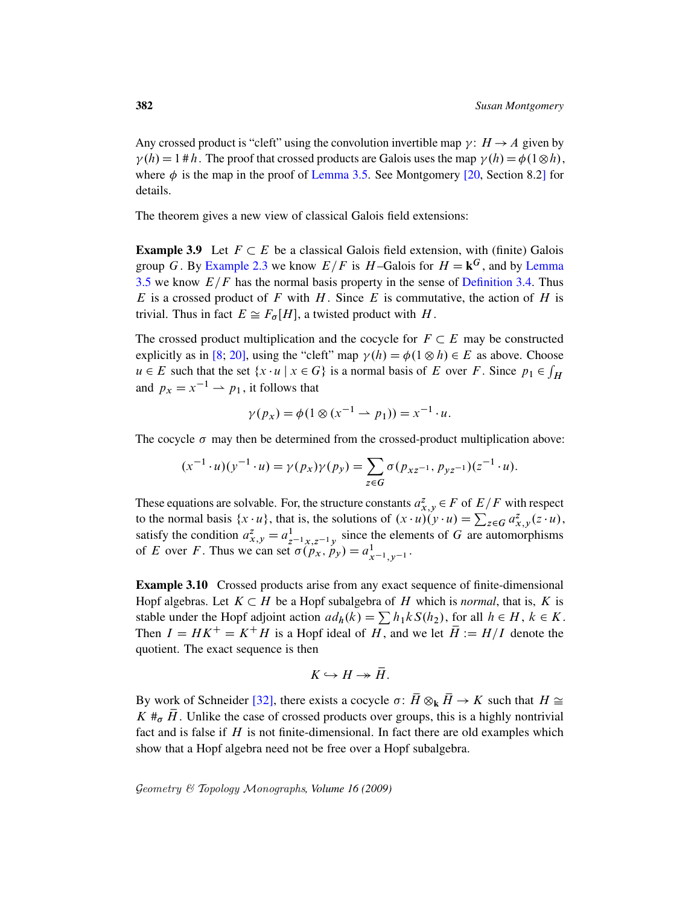Any crossed product is "cleft" using the convolution invertible map $\gamma \colon H \to A$ given by $\gamma(h) = 1 \# h$. The proof that crossed products are Galois uses the map $\gamma(h) = \phi(1 \otimes h)$, where $\phi$ is the map in the proof of Lemma 3.5. See Montgomery [20, Section 8.2] for details.

The theorem gives a new view of classical Galois field extensions:

**Example 3.9** Let $F \subset E$ be a classical Galois field extension, with (finite) Galois group $G$. By Example 2.3 we know $E/F$ is $H$–Galois for $H = \mathbf{k}^G$, and by Lemma 3.5 we know $E/F$ has the normal basis property in the sense of Definition 3.4. Thus $E$ is a crossed product of $F$ with $H$. Since $E$ is commutative, the action of $H$ is trivial. Thus in fact $E \cong F_\sigma[H]$, a twisted product with $H$.

The crossed product multiplication and the cocycle for $F \subset E$ may be constructed explicitly as in [8; 20], using the "cleft" map $\gamma(h) = \phi(1 \otimes h) \in E$ as above. Choose $u \in E$ such that the set $\{x \cdot u \mid x \in G\}$ is a normal basis of $E$ over $F$. Since $p_1 \in \int_H$ and $p_x = x^{-1} \rightharpoonup p_1$, it follows that

$$\gamma(p_x) = \phi(1 \otimes (x^{-1} \rightharpoonup p_1)) = x^{-1} \cdot u.$$

The cocycle $\sigma$ may then be determined from the crossed-product multiplication above:

$$(x^{-1} \cdot u)(y^{-1} \cdot u) = \gamma(p_x)\gamma(p_y) = \sum_{z \in G} \sigma(p_{xz^{-1}}, p_{yz^{-1}})(z^{-1} \cdot u).$$

These equations are solvable. For, the structure constants $a^z_{x,y} \in F$ of $E/F$ with respect to the normal basis $\{x \cdot u\}$, that is, the solutions of $(x \cdot u)(y \cdot u) = \sum_{z \in G} a^z_{x,y}(z \cdot u)$, satisfy the condition $a^z_{x,y} = a^1_{z^{-1}x, z^{-1}y}$ since the elements of $G$ are automorphisms of $E$ over $F$. Thus we can set $\sigma(p_x, p_y) = a^1_{x^{-1}, y^{-1}}$.

**Example 3.10** Crossed products arise from any exact sequence of finite-dimensional Hopf algebras. Let $K \subset H$ be a Hopf subalgebra of $H$ which is *normal*, that is, $K$ is stable under the Hopf adjoint action $ad_h(k) = \sum h_1 k S(h_2)$, for all $h \in H$, $k \in K$. Then $I = HK^+ = K^+H$ is a Hopf ideal of $H$, and we let $\bar{H} := H/I$ denote the quotient. The exact sequence is then

$$K \hookrightarrow H \twoheadrightarrow \bar{H}.$$

By work of Schneider [32], there exists a cocycle $\sigma \colon \bar{H} \otimes_{\mathbf{k}} \bar{H} \to K$ such that $H \cong K \#_\sigma \bar{H}$. Unlike the case of crossed products over groups, this is a highly nontrivial fact and is false if $H$ is not finite-dimensional. In fact there are old examples which show that a Hopf algebra need not be free over a Hopf subalgebra.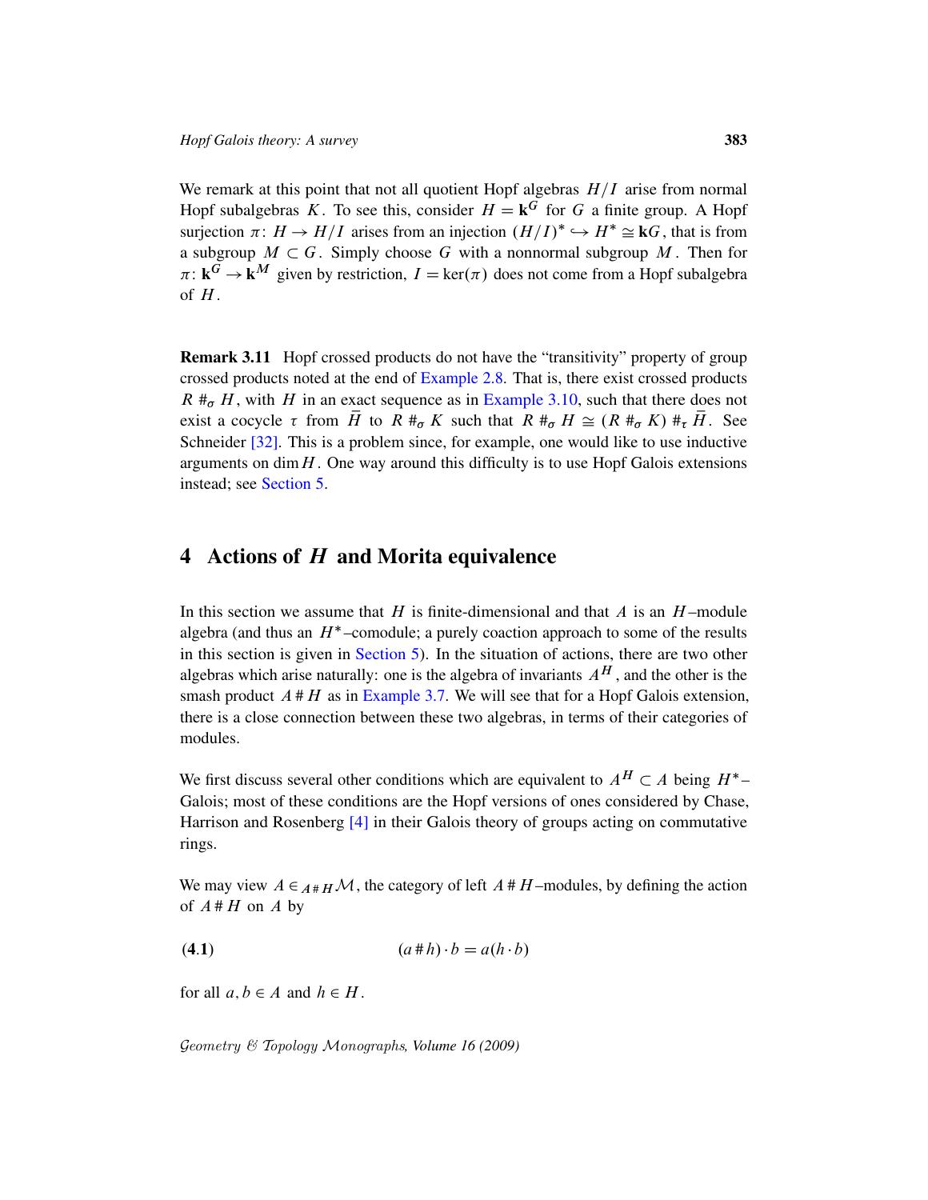We remark at this point that not all quotient Hopf algebras $H/I$ arise from normal Hopf subalgebras $K$. To see this, consider $H = \mathbf{k}^G$ for $G$ a finite group. A Hopf surjection $\pi\colon H \to H/I$ arises from an injection $(H/I)^* \hookrightarrow H^* \cong \mathbf{k}G$, that is from a subgroup $M \subset G$. Simply choose $G$ with a nonnormal subgroup $M$. Then for $\pi\colon \mathbf{k}^G \to \mathbf{k}^M$ given by restriction, $I = \ker(\pi)$ does not come from a Hopf subalgebra of $H$.

**Remark 3.11** Hopf crossed products do not have the "transitivity" property of group crossed products noted at the end of Example 2.8. That is, there exist crossed products $R \#_\sigma H$, with $H$ in an exact sequence as in Example 3.10, such that there does not exist a cocycle $\tau$ from $\bar{H}$ to $R \#_\sigma K$ such that $R \#_\sigma H \cong (R \#_\sigma K) \#_\tau \bar{H}$. See Schneider [32]. This is a problem since, for example, one would like to use inductive arguments on $\dim H$. One way around this difficulty is to use Hopf Galois extensions instead; see Section 5.

## 4 Actions of $H$ and Morita equivalence

In this section we assume that $H$ is finite-dimensional and that $A$ is an $H$–module algebra (and thus an $H^*$–comodule; a purely coaction approach to some of the results in this section is given in Section 5). In the situation of actions, there are two other algebras which arise naturally: one is the algebra of invariants $A^H$, and the other is the smash product $A \# H$ as in Example 3.7. We will see that for a Hopf Galois extension, there is a close connection between these two algebras, in terms of their categories of modules.

We first discuss several other conditions which are equivalent to $A^H \subset A$ being $H^*$–Galois; most of these conditions are the Hopf versions of ones considered by Chase, Harrison and Rosenberg [4] in their Galois theory of groups acting on commutative rings.

We may view $A \in {}_{A \# H}\mathcal{M}$, the category of left $A \# H$–modules, by defining the action of $A \# H$ on $A$ by

$$(a \# h) \cdot b = a(h \cdot b) \tag{4.1}$$

for all $a, b \in A$ and $h \in H$.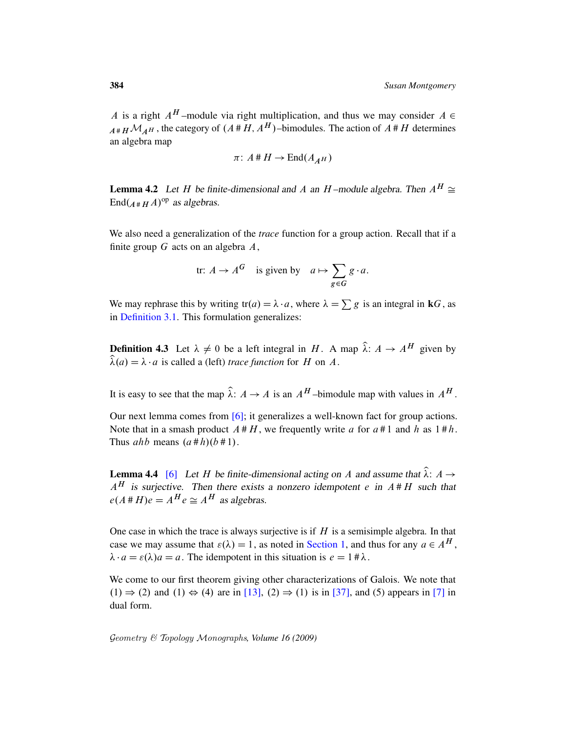$A$ is a right $A^H$–module via right multiplication, and thus we may consider $A \in {}_{A\#H}\mathcal{M}_{A^H}$, the category of $(A\#H, A^H)$–bimodules. The action of $A\#H$ determines an algebra map

$$\pi\colon A\#H \to \operatorname{End}(A_{A^H})$$

**Lemma 4.2** *Let $H$ be finite-dimensional and $A$ an $H$–module algebra. Then $A^H \cong \operatorname{End}({}_{A\#H}A)^{\mathrm{op}}$ as algebras.*

We also need a generalization of the *trace* function for a group action. Recall that if a finite group $G$ acts on an algebra $A$,

$$\mathrm{tr}\colon A \to A^G \quad \text{is given by} \quad a \mapsto \sum_{g \in G} g \cdot a.$$

We may rephrase this by writing $\mathrm{tr}(a) = \lambda \cdot a$, where $\lambda = \sum g$ is an integral in $\mathbf{k}G$, as in Definition 3.1. This formulation generalizes:

**Definition 4.3** Let $\lambda \neq 0$ be a left integral in $H$. A map $\hat{\lambda}\colon A \to A^H$ given by $\hat{\lambda}(a) = \lambda \cdot a$ is called a (left) *trace function* for $H$ on $A$.

It is easy to see that the map $\hat{\lambda}\colon A \to A$ is an $A^H$–bimodule map with values in $A^H$.

Our next lemma comes from [6]; it generalizes a well-known fact for group actions. Note that in a smash product $A\#H$, we frequently write $a$ for $a\#1$ and $h$ as $1\#h$. Thus $ahb$ means $(a\#h)(b\#1)$.

**Lemma 4.4** [6] *Let $H$ be finite-dimensional acting on $A$ and assume that $\hat{\lambda}\colon A \to A^H$ is surjective. Then there exists a nonzero idempotent $e$ in $A\#H$ such that $e(A\#H)e = A^H e \cong A^H$ as algebras.*

One case in which the trace is always surjective is if $H$ is a semisimple algebra. In that case we may assume that $\varepsilon(\lambda) = 1$, as noted in Section 1, and thus for any $a \in A^H$, $\lambda \cdot a = \varepsilon(\lambda)a = a$. The idempotent in this situation is $e = 1\#\lambda$.

We come to our first theorem giving other characterizations of Galois. We note that (1) $\Rightarrow$ (2) and (1) $\Leftrightarrow$ (4) are in [13], (2) $\Rightarrow$ (1) is in [37], and (5) appears in [7] in dual form.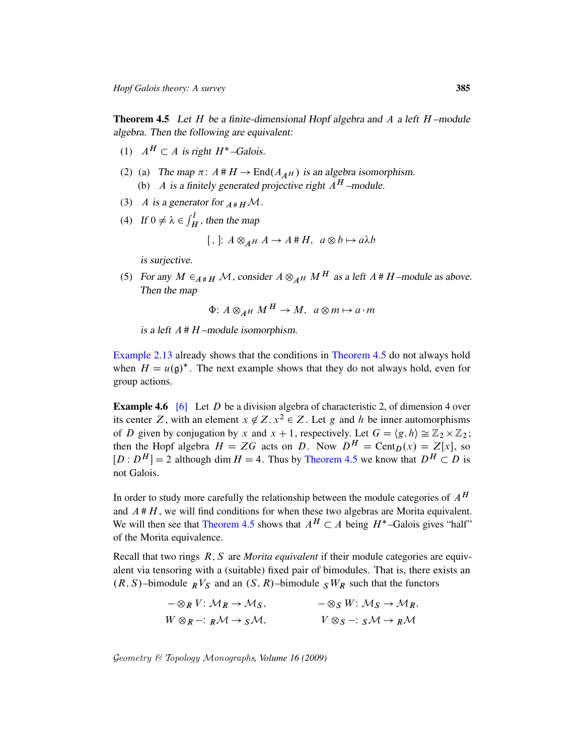**Theorem 4.5** *Let $H$ be a finite-dimensional Hopf algebra and $A$ a left $H$–module algebra. Then the following are equivalent:*

(1) *$A^H \subset A$ is right $H^*$–Galois.*

(2) (a) *The map $\pi \colon A \# H \to \operatorname{End}(A_{A^H})$ is an algebra isomorphism.*
  (b) *$A$ is a finitely generated projective right $A^H$–module.*

(3) *$A$ is a generator for ${}_{A\#H}\mathcal{M}$.*

(4) *If $0 \neq \lambda \in \int_H^l$, then the map*

$$[\,,\,] \colon A \otimes_{A^H} A \to A \# H, \quad a \otimes b \mapsto a\lambda b$$

*is surjective.*

(5) *For any $M \in_{A\#H} \mathcal{M}$, consider $A \otimes_{A^H} M^H$ as a left $A \# H$–module as above. Then the map*

$$\Phi \colon A \otimes_{A^H} M^H \to M, \quad a \otimes m \mapsto a \cdot m$$

*is a left $A \# H$–module isomorphism.*

Example 2.13 already shows that the conditions in Theorem 4.5 do not always hold when $H = u(\mathfrak{g})^*$. The next example shows that they do not always hold, even for group actions.

**Example 4.6** [6] Let $D$ be a division algebra of characteristic 2, of dimension 4 over its center $Z$, with an element $x \notin Z, x^2 \in Z$. Let $g$ and $h$ be inner automorphisms of $D$ given by conjugation by $x$ and $x+1$, respectively. Let $G = \langle g, h \rangle \cong \mathbb{Z}_2 \times \mathbb{Z}_2$; then the Hopf algebra $H = ZG$ acts on $D$. Now $D^H = \operatorname{Cent}_D(x) = Z[x]$, so $[D : D^H] = 2$ although $\dim H = 4$. Thus by Theorem 4.5 we know that $D^H \subset D$ is not Galois.

In order to study more carefully the relationship between the module categories of $A^H$ and $A \# H$, we will find conditions for when these two algebras are Morita equivalent. We will then see that Theorem 4.5 shows that $A^H \subset A$ being $H^*$–Galois gives "half" of the Morita equivalence.

Recall that two rings $R, S$ are *Morita equivalent* if their module categories are equivalent via tensoring with a (suitable) fixed pair of bimodules. That is, there exists an $(R, S)$–bimodule ${}_R V_S$ and an $(S, R)$–bimodule ${}_S W_R$ such that the functors

$$- \otimes_R V \colon \mathcal{M}_R \to \mathcal{M}_S, \qquad - \otimes_S W \colon \mathcal{M}_S \to \mathcal{M}_R,$$
$$W \otimes_R - \colon {}_R\mathcal{M} \to {}_S\mathcal{M}, \qquad V \otimes_S - \colon {}_S\mathcal{M} \to {}_R\mathcal{M}$$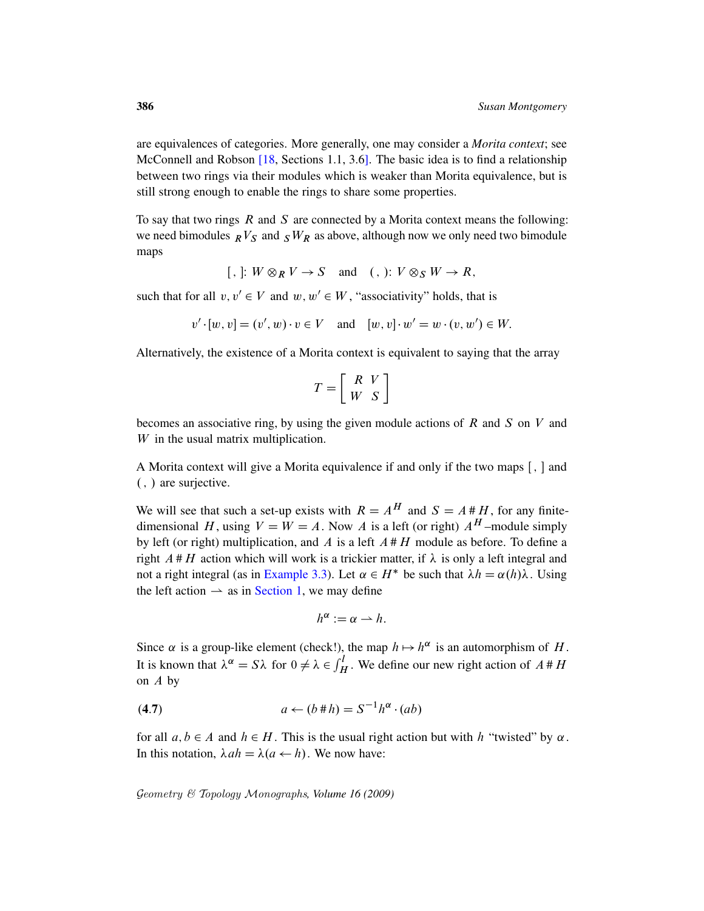are equivalences of categories. More generally, one may consider a *Morita context*; see McConnell and Robson [18, Sections 1.1, 3.6]. The basic idea is to find a relationship between two rings via their modules which is weaker than Morita equivalence, but is still strong enough to enable the rings to share some properties.

To say that two rings $R$ and $S$ are connected by a Morita context means the following: we need bimodules ${}_RV_S$ and ${}_SW_R$ as above, although now we only need two bimodule maps

$$[\,,\,]\colon W \otimes_R V \to S \quad \text{and} \quad (\,,\,)\colon V \otimes_S W \to R,$$

such that for all $v, v' \in V$ and $w, w' \in W$, "associativity" holds, that is

$$v' \cdot [w, v] = (v', w) \cdot v \in V \quad \text{and} \quad [w, v] \cdot w' = w \cdot (v, w') \in W.$$

Alternatively, the existence of a Morita context is equivalent to saying that the array

$$T = \begin{bmatrix} R & V \\ W & S \end{bmatrix}$$

becomes an associative ring, by using the given module actions of $R$ and $S$ on $V$ and $W$ in the usual matrix multiplication.

A Morita context will give a Morita equivalence if and only if the two maps $[\,,\,]$ and $(\,,\,)$ are surjective.

We will see that such a set-up exists with $R = A^H$ and $S = A \# H$, for any finite-dimensional $H$, using $V = W = A$. Now $A$ is a left (or right) $A^H$–module simply by left (or right) multiplication, and $A$ is a left $A \# H$ module as before. To define a right $A \# H$ action which will work is a trickier matter, if $\lambda$ is only a left integral and not a right integral (as in Example 3.3). Let $\alpha \in H^*$ be such that $\lambda h = \alpha(h)\lambda$. Using the left action $\rightharpoonup$ as in Section 1, we may define

$$h^\alpha := \alpha \rightharpoonup h.$$

Since $\alpha$ is a group-like element (check!), the map $h \mapsto h^\alpha$ is an automorphism of $H$. It is known that $\lambda^\alpha = S\lambda$ for $0 \neq \lambda \in \int_H^l$. We define our new right action of $A \# H$ on $A$ by

$$a \leftarrow (b \# h) = S^{-1}h^\alpha \cdot (ab) \tag{4.7}$$

for all $a, b \in A$ and $h \in H$. This is the usual right action but with $h$ "twisted" by $\alpha$. In this notation, $\lambda a h = \lambda(a \leftarrow h)$. We now have: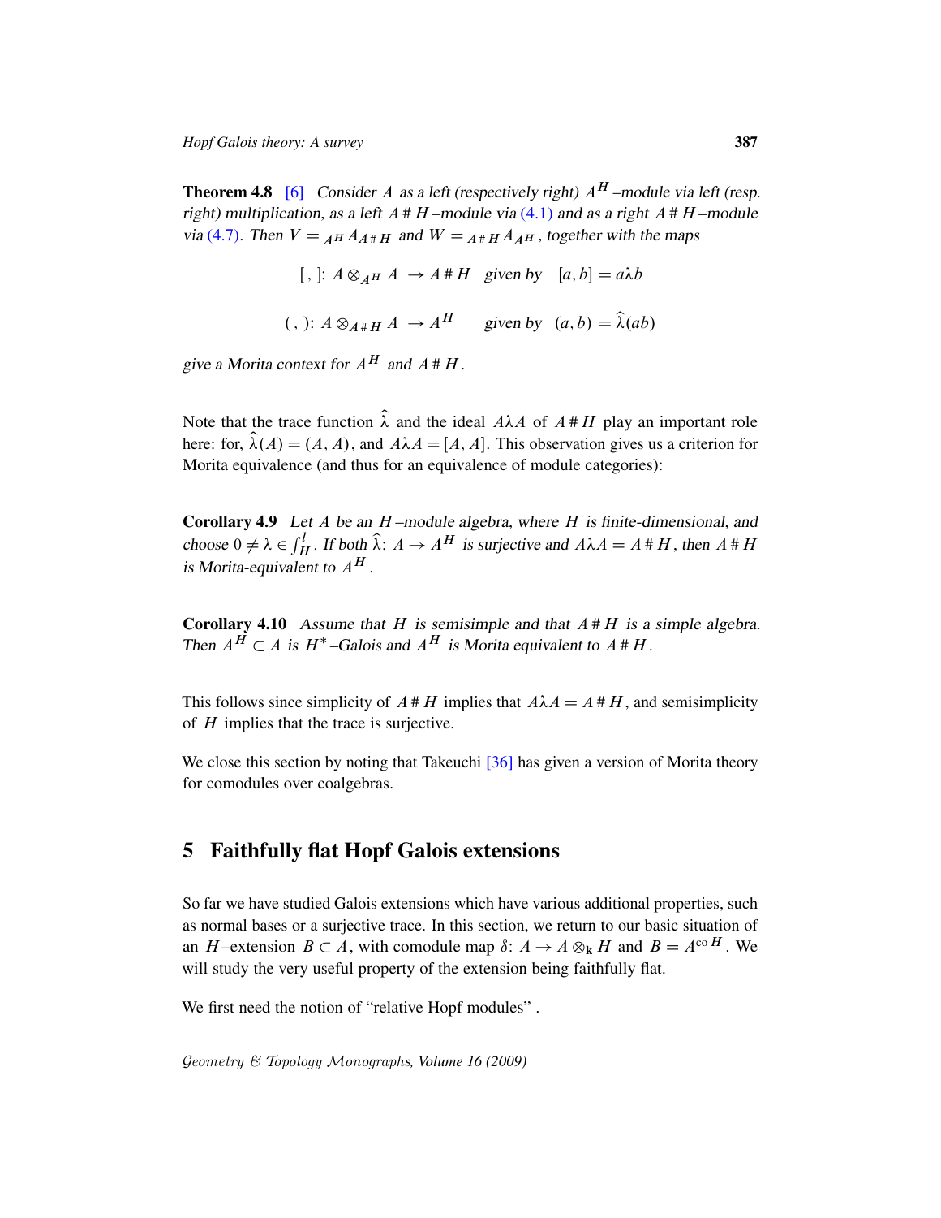**Theorem 4.8** [6] *Consider $A$ as a left (respectively right) $A^H$–module via left (resp. right) multiplication, as a left $A \# H$–module via (4.1) and as a right $A \# H$–module via (4.7). Then $V = {}_{A^H}A_{A \# H}$ and $W = {}_{A \# H}A_{A^H}$, together with the maps*

$$[\ ,\ ]\colon A \otimes_{A^H} A \to A \# H \quad \text{given by} \quad [a,b] = a\lambda b$$

$$(\ ,\ )\colon A \otimes_{A \# H} A \to A^H \quad \text{given by} \quad (a,b) = \widehat{\lambda}(ab)$$

*give a Morita context for $A^H$ and $A \# H$.*

Note that the trace function $\widehat{\lambda}$ and the ideal $A\lambda A$ of $A \# H$ play an important role here: for, $\widehat{\lambda}(A) = (A, A)$, and $A\lambda A = [A, A]$. This observation gives us a criterion for Morita equivalence (and thus for an equivalence of module categories):

**Corollary 4.9** *Let $A$ be an $H$–module algebra, where $H$ is finite-dimensional, and choose $0 \neq \lambda \in \int_H^l$. If both $\widehat{\lambda}\colon A \to A^H$ is surjective and $A\lambda A = A \# H$, then $A \# H$ is Morita-equivalent to $A^H$.*

**Corollary 4.10** *Assume that $H$ is semisimple and that $A \# H$ is a simple algebra. Then $A^H \subset A$ is $H^*$–Galois and $A^H$ is Morita equivalent to $A \# H$.*

This follows since simplicity of $A \# H$ implies that $A\lambda A = A \# H$, and semisimplicity of $H$ implies that the trace is surjective.

We close this section by noting that Takeuchi [36] has given a version of Morita theory for comodules over coalgebras.

## 5 Faithfully flat Hopf Galois extensions

So far we have studied Galois extensions which have various additional properties, such as normal bases or a surjective trace. In this section, we return to our basic situation of an $H$–extension $B \subset A$, with comodule map $\delta\colon A \to A \otimes_{\mathbf{k}} H$ and $B = A^{\text{co}\,H}$. We will study the very useful property of the extension being faithfully flat.

We first need the notion of "relative Hopf modules".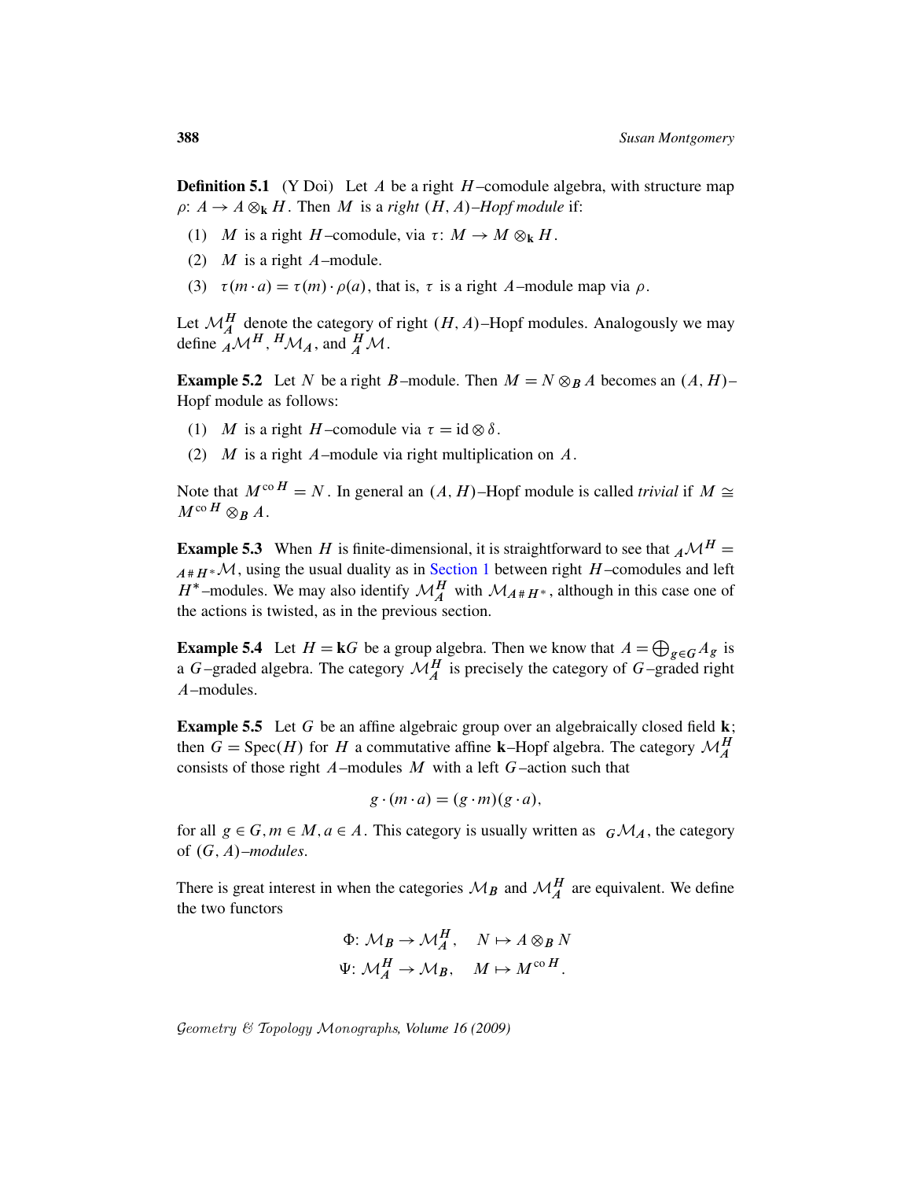**Definition 5.1** (Y Doi) Let $A$ be a right $H$–comodule algebra, with structure map $\rho\colon A \to A \otimes_{\mathbf{k}} H$. Then $M$ is a *right* $(H, A)$*–Hopf module* if:

(1) $M$ is a right $H$–comodule, via $\tau\colon M \to M \otimes_{\mathbf{k}} H$.

(2) $M$ is a right $A$–module.

(3) $\tau(m \cdot a) = \tau(m) \cdot \rho(a)$, that is, $\tau$ is a right $A$–module map via $\rho$.

Let $\mathcal{M}_A^H$ denote the category of right $(H, A)$–Hopf modules. Analogously we may define ${}_A\mathcal{M}^H$, ${}^H\mathcal{M}_A$, and ${}_A^H\mathcal{M}$.

**Example 5.2** Let $N$ be a right $B$–module. Then $M = N \otimes_B A$ becomes an $(A, H)$–Hopf module as follows:

(1) $M$ is a right $H$–comodule via $\tau = \mathrm{id} \otimes \delta$.

(2) $M$ is a right $A$–module via right multiplication on $A$.

Note that $M^{\mathrm{co}\, H} = N$. In general an $(A, H)$–Hopf module is called *trivial* if $M \cong M^{\mathrm{co}\, H} \otimes_B A$.

**Example 5.3** When $H$ is finite-dimensional, it is straightforward to see that ${}_A\mathcal{M}^H = {}_{A\,\#\,H^*}\mathcal{M}$, using the usual duality as in Section 1 between right $H$–comodules and left $H^*$–modules. We may also identify $\mathcal{M}_A^H$ with $\mathcal{M}_{A\,\#\,H^*}$, although in this case one of the actions is twisted, as in the previous section.

**Example 5.4** Let $H = \mathbf{k}G$ be a group algebra. Then we know that $A = \bigoplus_{g \in G} A_g$ is a $G$–graded algebra. The category $\mathcal{M}_A^H$ is precisely the category of $G$–graded right $A$–modules.

**Example 5.5** Let $G$ be an affine algebraic group over an algebraically closed field $\mathbf{k}$; then $G = \mathrm{Spec}(H)$ for $H$ a commutative affine $\mathbf{k}$–Hopf algebra. The category $\mathcal{M}_A^H$ consists of those right $A$–modules $M$ with a left $G$–action such that

$$g \cdot (m \cdot a) = (g \cdot m)(g \cdot a),$$

for all $g \in G, m \in M, a \in A$. This category is usually written as ${}_G\mathcal{M}_A$, the category of $(G, A)$*–modules*.

There is great interest in when the categories $\mathcal{M}_B$ and $\mathcal{M}_A^H$ are equivalent. We define the two functors

$$\Phi\colon \mathcal{M}_B \to \mathcal{M}_A^H, \quad N \mapsto A \otimes_B N$$
$$\Psi\colon \mathcal{M}_A^H \to \mathcal{M}_B, \quad M \mapsto M^{\mathrm{co}\, H}.$$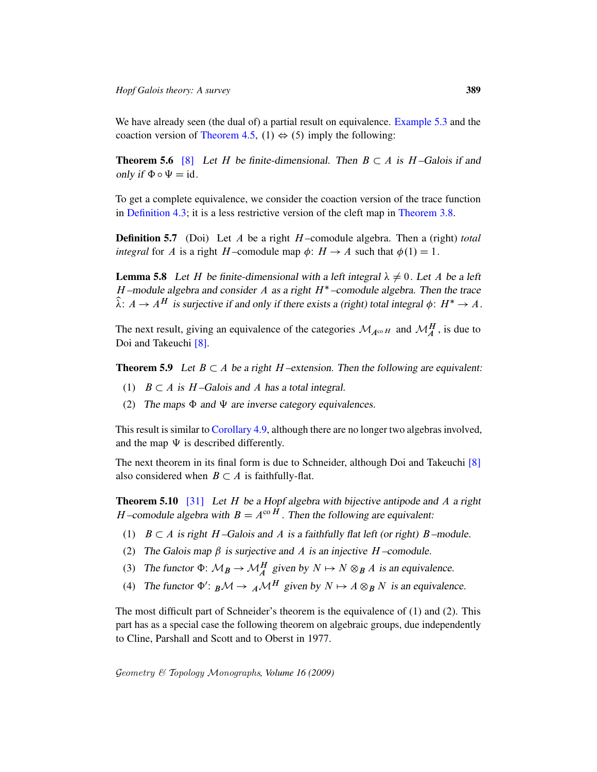We have already seen (the dual of) a partial result on equivalence. Example 5.3 and the coaction version of Theorem 4.5, (1) $\Leftrightarrow$ (5) imply the following:

**Theorem 5.6** [8] *Let $H$ be finite-dimensional. Then $B \subset A$ is $H$–Galois if and only if $\Phi \circ \Psi = \mathrm{id}$.*

To get a complete equivalence, we consider the coaction version of the trace function in Definition 4.3; it is a less restrictive version of the cleft map in Theorem 3.8.

**Definition 5.7** (Doi) Let $A$ be a right $H$–comodule algebra. Then a (right) *total integral* for $A$ is a right $H$–comodule map $\phi\colon H \to A$ such that $\phi(1) = 1$.

**Lemma 5.8** *Let $H$ be finite-dimensional with a left integral $\lambda \neq 0$. Let $A$ be a left $H$–module algebra and consider $A$ as a right $H^*$–comodule algebra. Then the trace $\widehat{\lambda}\colon A \to A^H$ is surjective if and only if there exists a (right) total integral $\phi\colon H^* \to A$.*

The next result, giving an equivalence of the categories $\mathcal{M}_{A^{\mathrm{co}\,H}}$ and $\mathcal{M}_A^H$, is due to Doi and Takeuchi [8].

**Theorem 5.9** *Let $B \subset A$ be a right $H$–extension. Then the following are equivalent:*

1. *$B \subset A$ is $H$–Galois and $A$ has a total integral.*
2. *The maps $\Phi$ and $\Psi$ are inverse category equivalences.*

This result is similar to Corollary 4.9, although there are no longer two algebras involved, and the map $\Psi$ is described differently.

The next theorem in its final form is due to Schneider, although Doi and Takeuchi [8] also considered when $B \subset A$ is faithfully-flat.

**Theorem 5.10** [31] *Let $H$ be a Hopf algebra with bijective antipode and $A$ a right $H$–comodule algebra with $B = A^{\mathrm{co}\,H}$. Then the following are equivalent:*

1. *$B \subset A$ is right $H$–Galois and $A$ is a faithfully flat left (or right) $B$–module.*
2. *The Galois map $\beta$ is surjective and $A$ is an injective $H$–comodule.*
3. *The functor $\Phi\colon \mathcal{M}_B \to \mathcal{M}_A^H$ given by $N \mapsto N \otimes_B A$ is an equivalence.*
4. *The functor $\Phi'\colon {}_B\mathcal{M} \to {}_A\mathcal{M}^H$ given by $N \mapsto A \otimes_B N$ is an equivalence.*

The most difficult part of Schneider's theorem is the equivalence of (1) and (2). This part has as a special case the following theorem on algebraic groups, due independently to Cline, Parshall and Scott and to Oberst in 1977.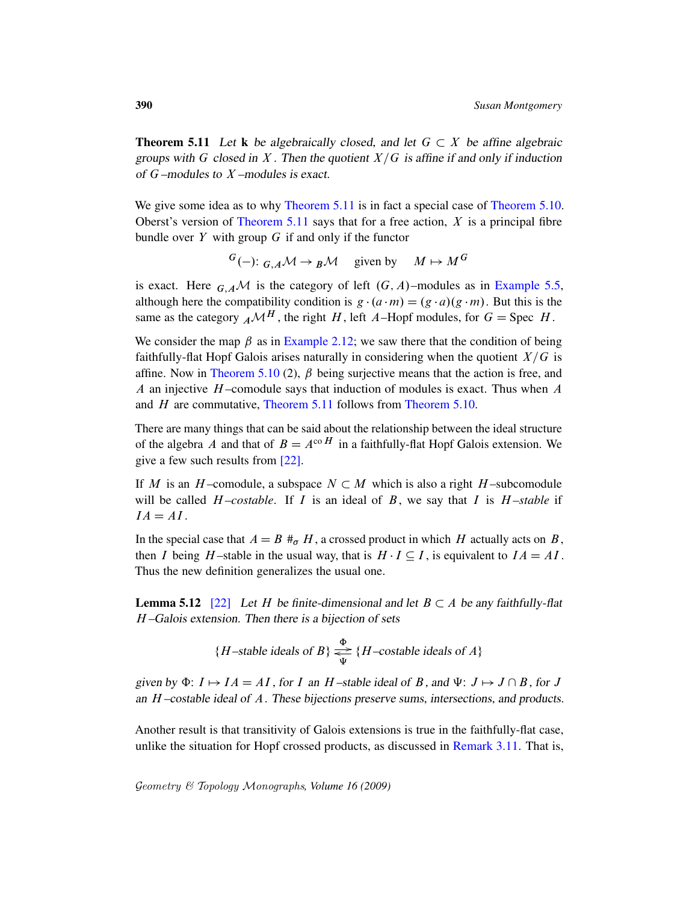**Theorem 5.11** *Let* $\mathbf{k}$ *be algebraically closed, and let* $G \subset X$ *be affine algebraic groups with* $G$ *closed in* $X$*. Then the quotient* $X/G$ *is affine if and only if induction of* $G$*–modules to* $X$*–modules is exact.*

We give some idea as to why Theorem 5.11 is in fact a special case of Theorem 5.10. Oberst's version of Theorem 5.11 says that for a free action, $X$ is a principal fibre bundle over $Y$ with group $G$ if and only if the functor

$$^{G}(-)\colon {}_{G,A}\mathcal{M} \to {}_{B}\mathcal{M} \quad \text{given by} \quad M \mapsto M^{G}$$

is exact. Here ${}_{G,A}\mathcal{M}$ is the category of left $(G,A)$–modules as in Example 5.5, although here the compatibility condition is $g\cdot(a\cdot m) = (g\cdot a)(g\cdot m)$. But this is the same as the category ${}_{A}\mathcal{M}^{H}$, the right $H$, left $A$–Hopf modules, for $G = \operatorname{Spec} H$.

We consider the map $\beta$ as in Example 2.12; we saw there that the condition of being faithfully-flat Hopf Galois arises naturally in considering when the quotient $X/G$ is affine. Now in Theorem 5.10 (2), $\beta$ being surjective means that the action is free, and $A$ an injective $H$–comodule says that induction of modules is exact. Thus when $A$ and $H$ are commutative, Theorem 5.11 follows from Theorem 5.10.

There are many things that can be said about the relationship between the ideal structure of the algebra $A$ and that of $B = A^{\operatorname{co} H}$ in a faithfully-flat Hopf Galois extension. We give a few such results from [22].

If $M$ is an $H$–comodule, a subspace $N \subset M$ which is also a right $H$–subcomodule will be called $H$*–costable*. If $I$ is an ideal of $B$, we say that $I$ is $H$*–stable* if $IA = AI$.

In the special case that $A = B \#_{\sigma} H$, a crossed product in which $H$ actually acts on $B$, then $I$ being $H$–stable in the usual way, that is $H\cdot I \subseteq I$, is equivalent to $IA = AI$. Thus the new definition generalizes the usual one.

**Lemma 5.12** [22] *Let* $H$ *be finite-dimensional and let* $B \subset A$ *be any faithfully-flat* $H$*–Galois extension. Then there is a bijection of sets*

$$\{H\text{–stable ideals of } B\} \underset{\Psi}{\overset{\Phi}{\rightleftarrows}} \{H\text{–costable ideals of } A\}$$

*given by* $\Phi\colon I \mapsto IA = AI$*, for* $I$ *an* $H$*–stable ideal of* $B$*, and* $\Psi\colon J \mapsto J \cap B$*, for* $J$ *an* $H$*–costable ideal of* $A$*. These bijections preserve sums, intersections, and products.*

Another result is that transitivity of Galois extensions is true in the faithfully-flat case, unlike the situation for Hopf crossed products, as discussed in Remark 3.11. That is,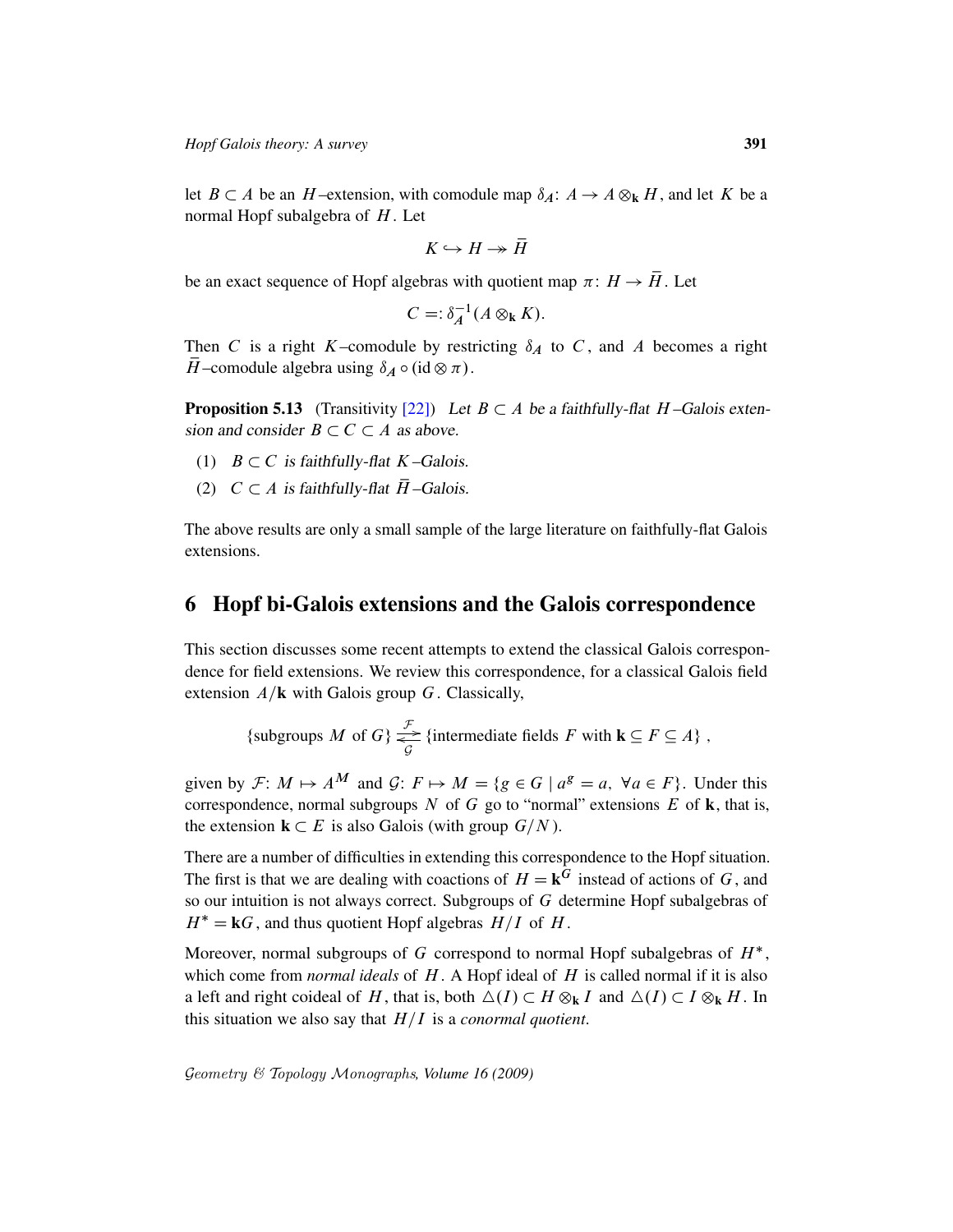let $B \subset A$ be an $H$–extension, with comodule map $\delta_A \colon A \to A \otimes_{\mathbf{k}} H$, and let $K$ be a normal Hopf subalgebra of $H$. Let

$$K \hookrightarrow H \twoheadrightarrow \bar{H}$$

be an exact sequence of Hopf algebras with quotient map $\pi \colon H \to \bar{H}$. Let

$$C =: \delta_A^{-1}(A \otimes_{\mathbf{k}} K).$$

Then $C$ is a right $K$–comodule by restricting $\delta_A$ to $C$, and $A$ becomes a right $\bar{H}$–comodule algebra using $\delta_A \circ (\mathrm{id} \otimes \pi)$.

**Proposition 5.13** (Transitivity [22]) *Let $B \subset A$ be a faithfully-flat $H$–Galois extension and consider $B \subset C \subset A$ as above.*

1. *$B \subset C$ is faithfully-flat $K$–Galois.*
2. *$C \subset A$ is faithfully-flat $\bar{H}$–Galois.*

The above results are only a small sample of the large literature on faithfully-flat Galois extensions.

## 6 Hopf bi-Galois extensions and the Galois correspondence

This section discusses some recent attempts to extend the classical Galois correspondence for field extensions. We review this correspondence, for a classical Galois field extension $A/\mathbf{k}$ with Galois group $G$. Classically,

$$\{\text{subgroups } M \text{ of } G\} \underset{\mathcal{G}}{\overset{\mathcal{F}}{\rightleftarrows}} \{\text{intermediate fields } F \text{ with } \mathbf{k} \subseteq F \subseteq A\},$$

given by $\mathcal{F} \colon M \mapsto A^M$ and $\mathcal{G} \colon F \mapsto M = \{g \in G \mid a^g = a, \ \forall a \in F\}$. Under this correspondence, normal subgroups $N$ of $G$ go to "normal" extensions $E$ of $\mathbf{k}$, that is, the extension $\mathbf{k} \subset E$ is also Galois (with group $G/N$).

There are a number of difficulties in extending this correspondence to the Hopf situation. The first is that we are dealing with coactions of $H = \mathbf{k}^G$ instead of actions of $G$, and so our intuition is not always correct. Subgroups of $G$ determine Hopf subalgebras of $H^* = \mathbf{k}G$, and thus quotient Hopf algebras $H/I$ of $H$.

Moreover, normal subgroups of $G$ correspond to normal Hopf subalgebras of $H^*$, which come from *normal ideals* of $H$. A Hopf ideal of $H$ is called normal if it is also a left and right coideal of $H$, that is, both $\triangle(I) \subset H \otimes_{\mathbf{k}} I$ and $\triangle(I) \subset I \otimes_{\mathbf{k}} H$. In this situation we also say that $H/I$ is a *conormal quotient*.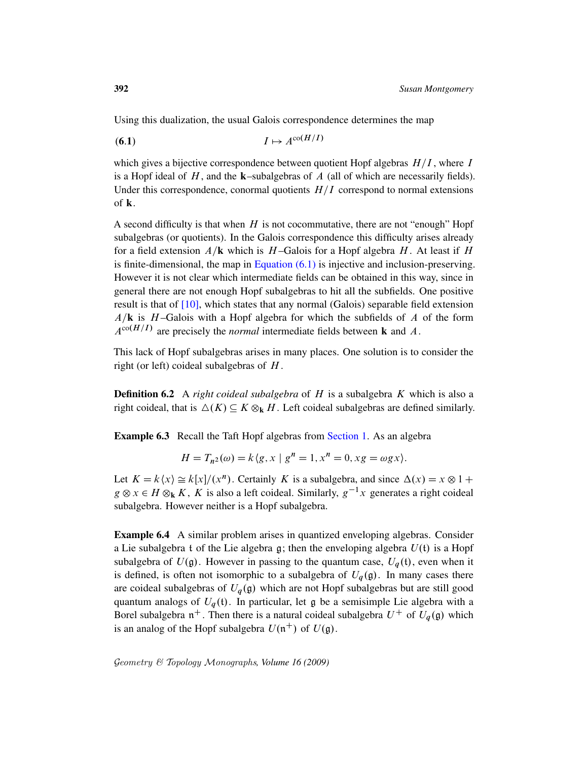Using this dualization, the usual Galois correspondence determines the map

$$I \mapsto A^{\mathrm{co}(H/I)} \tag{6.1}$$

which gives a bijective correspondence between quotient Hopf algebras $H/I$, where $I$ is a Hopf ideal of $H$, and the $\mathbf{k}$–subalgebras of $A$ (all of which are necessarily fields). Under this correspondence, conormal quotients $H/I$ correspond to normal extensions of $\mathbf{k}$.

A second difficulty is that when $H$ is not cocommutative, there are not "enough" Hopf subalgebras (or quotients). In the Galois correspondence this difficulty arises already for a field extension $A/\mathbf{k}$ which is $H$–Galois for a Hopf algebra $H$. At least if $H$ is finite-dimensional, the map in Equation (6.1) is injective and inclusion-preserving. However it is not clear which intermediate fields can be obtained in this way, since in general there are not enough Hopf subalgebras to hit all the subfields. One positive result is that of [10], which states that any normal (Galois) separable field extension $A/\mathbf{k}$ is $H$–Galois with a Hopf algebra for which the subfields of $A$ of the form $A^{\mathrm{co}(H/I)}$ are precisely the *normal* intermediate fields between $\mathbf{k}$ and $A$.

This lack of Hopf subalgebras arises in many places. One solution is to consider the right (or left) coideal subalgebras of $H$.

**Definition 6.2** A *right coideal subalgebra* of $H$ is a subalgebra $K$ which is also a right coideal, that is $\triangle(K) \subseteq K \otimes_{\mathbf{k}} H$. Left coideal subalgebras are defined similarly.

**Example 6.3** Recall the Taft Hopf algebras from Section 1. As an algebra

$$H = T_{n^2}(\omega) = k\langle g, x \mid g^n = 1, x^n = 0, xg = \omega g x\rangle.$$

Let $K = k\langle x\rangle \cong k[x]/(x^n)$. Certainly $K$ is a subalgebra, and since $\Delta(x) = x \otimes 1 + g \otimes x \in H \otimes_{\mathbf{k}} K$, $K$ is also a left coideal. Similarly, $g^{-1}x$ generates a right coideal subalgebra. However neither is a Hopf subalgebra.

**Example 6.4** A similar problem arises in quantized enveloping algebras. Consider a Lie subalgebra $\mathfrak{t}$ of the Lie algebra $\mathfrak{g}$; then the enveloping algebra $U(\mathfrak{t})$ is a Hopf subalgebra of $U(\mathfrak{g})$. However in passing to the quantum case, $U_q(\mathfrak{t})$, even when it is defined, is often not isomorphic to a subalgebra of $U_q(\mathfrak{g})$. In many cases there are coideal subalgebras of $U_q(\mathfrak{g})$ which are not Hopf subalgebras but are still good quantum analogs of $U_q(\mathfrak{t})$. In particular, let $\mathfrak{g}$ be a semisimple Lie algebra with a Borel subalgebra $\mathfrak{n}^+$. Then there is a natural coideal subalgebra $U^+$ of $U_q(\mathfrak{g})$ which is an analog of the Hopf subalgebra $U(\mathfrak{n}^+)$ of $U(\mathfrak{g})$.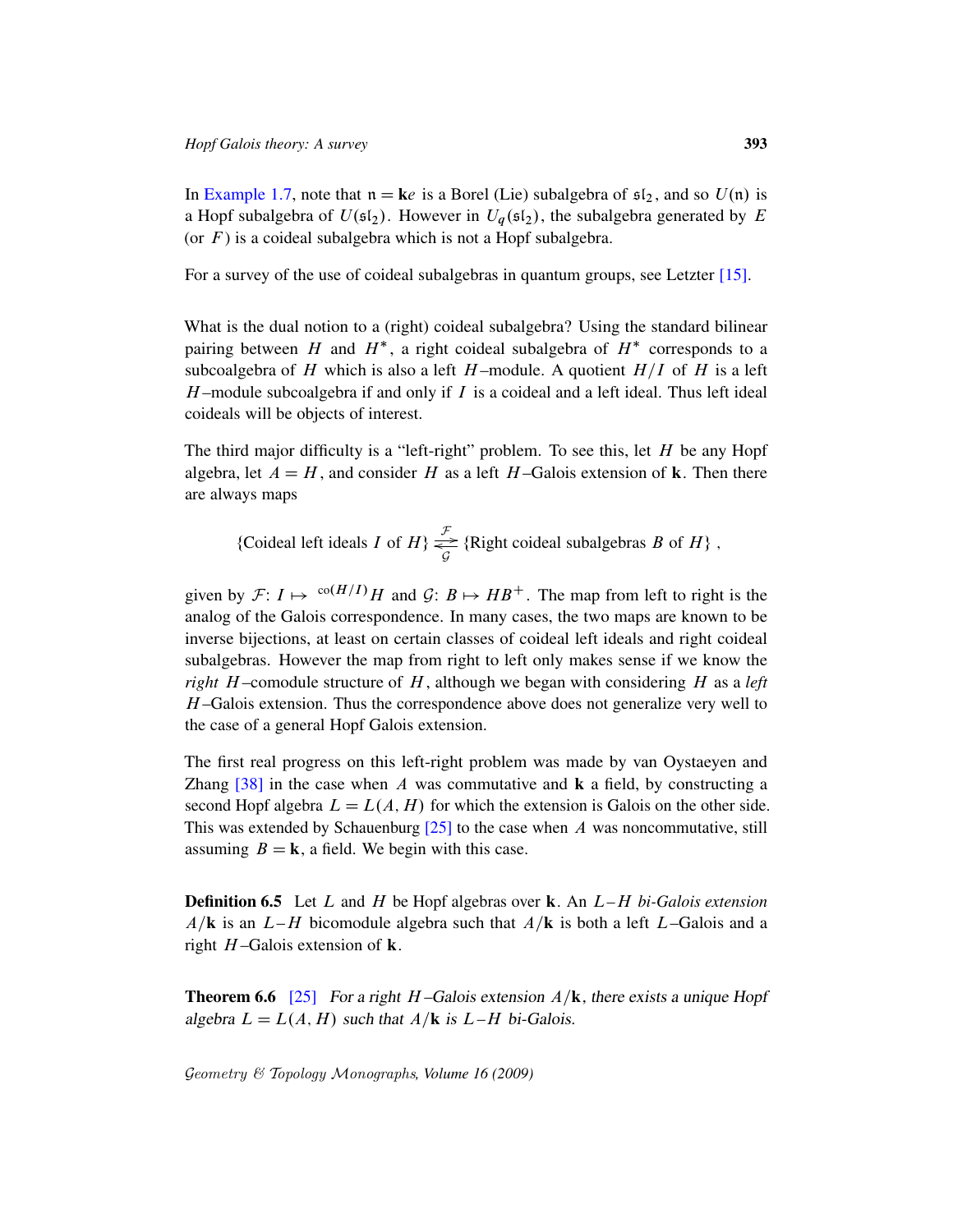In Example 1.7, note that $\mathfrak{n} = \mathbf{k}e$ is a Borel (Lie) subalgebra of $\mathfrak{sl}_2$, and so $U(\mathfrak{n})$ is a Hopf subalgebra of $U(\mathfrak{sl}_2)$. However in $U_q(\mathfrak{sl}_2)$, the subalgebra generated by $E$ (or $F$) is a coideal subalgebra which is not a Hopf subalgebra.

For a survey of the use of coideal subalgebras in quantum groups, see Letzter [15].

What is the dual notion to a (right) coideal subalgebra? Using the standard bilinear pairing between $H$ and $H^*$, a right coideal subalgebra of $H^*$ corresponds to a subcoalgebra of $H$ which is also a left $H$–module. A quotient $H/I$ of $H$ is a left $H$–module subcoalgebra if and only if $I$ is a coideal and a left ideal. Thus left ideal coideals will be objects of interest.

The third major difficulty is a "left-right" problem. To see this, let $H$ be any Hopf algebra, let $A = H$, and consider $H$ as a left $H$–Galois extension of $\mathbf{k}$. Then there are always maps

$$\{\text{Coideal left ideals } I \text{ of } H\} \underset{\mathcal{G}}{\overset{\mathcal{F}}{\rightleftarrows}} \{\text{Right coideal subalgebras } B \text{ of } H\},$$

given by $\mathcal{F}\colon I \mapsto {}^{\mathrm{co}(H/I)}H$ and $\mathcal{G}\colon B \mapsto HB^+$. The map from left to right is the analog of the Galois correspondence. In many cases, the two maps are known to be inverse bijections, at least on certain classes of coideal left ideals and right coideal subalgebras. However the map from right to left only makes sense if we know the *right* $H$–comodule structure of $H$, although we began with considering $H$ as a *left* $H$–Galois extension. Thus the correspondence above does not generalize very well to the case of a general Hopf Galois extension.

The first real progress on this left-right problem was made by van Oystaeyen and Zhang [38] in the case when $A$ was commutative and $\mathbf{k}$ a field, by constructing a second Hopf algebra $L = L(A, H)$ for which the extension is Galois on the other side. This was extended by Schauenburg [25] to the case when $A$ was noncommutative, still assuming $B = \mathbf{k}$, a field. We begin with this case.

**Definition 6.5** Let $L$ and $H$ be Hopf algebras over $\mathbf{k}$. An $L$–$H$ *bi-Galois extension* $A/\mathbf{k}$ is an $L$–$H$ bicomodule algebra such that $A/\mathbf{k}$ is both a left $L$–Galois and a right $H$–Galois extension of $\mathbf{k}$.

**Theorem 6.6** [25] *For a right $H$–Galois extension $A/\mathbf{k}$, there exists a unique Hopf algebra $L = L(A, H)$ such that $A/\mathbf{k}$ is $L$–$H$ bi-Galois.*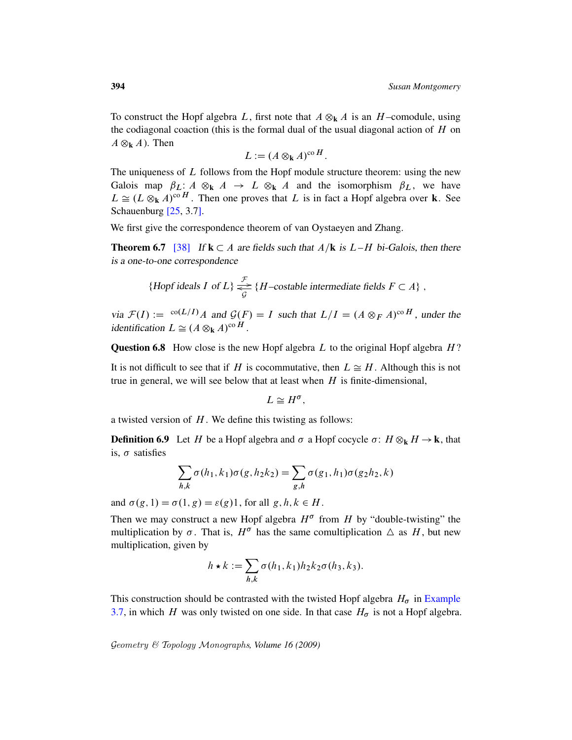To construct the Hopf algebra $L$, first note that $A \otimes_{\mathbf{k}} A$ is an $H$–comodule, using the codiagonal coaction (this is the formal dual of the usual diagonal action of $H$ on $A \otimes_{\mathbf{k}} A$). Then

$$L := (A \otimes_{\mathbf{k}} A)^{\mathrm{co}\, H}.$$

The uniqueness of $L$ follows from the Hopf module structure theorem: using the new Galois map $\beta_L\colon A \otimes_{\mathbf{k}} A \to L \otimes_{\mathbf{k}} A$ and the isomorphism $\beta_L$, we have $L \cong (L \otimes_{\mathbf{k}} A)^{\mathrm{co}\, H}$. Then one proves that $L$ is in fact a Hopf algebra over $\mathbf{k}$. See Schauenburg [25, 3.7].

We first give the correspondence theorem of van Oystaeyen and Zhang.

**Theorem 6.7** [38] *If $\mathbf{k} \subset A$ are fields such that $A/\mathbf{k}$ is $L$–$H$ bi-Galois, then there is a one-to-one correspondence*

$$\{\text{Hopf ideals } I \text{ of } L\} \underset{\mathcal{G}}{\overset{\mathcal{F}}{\rightleftarrows}} \{H\text{–costable intermediate fields } F \subset A\},$$

*via $\mathcal{F}(I) := {}^{\mathrm{co}(L/I)}A$ and $\mathcal{G}(F) = I$ such that $L/I = (A \otimes_F A)^{\mathrm{co}\, H}$, under the identification $L \cong (A \otimes_{\mathbf{k}} A)^{\mathrm{co}\, H}$.*

**Question 6.8** How close is the new Hopf algebra $L$ to the original Hopf algebra $H$?

It is not difficult to see that if $H$ is cocommutative, then $L \cong H$. Although this is not true in general, we will see below that at least when $H$ is finite-dimensional,

$$L \cong H^{\sigma},$$

a twisted version of $H$. We define this twisting as follows:

**Definition 6.9** Let $H$ be a Hopf algebra and $\sigma$ a Hopf cocycle $\sigma\colon H \otimes_{\mathbf{k}} H \to \mathbf{k}$, that is, $\sigma$ satisfies

$$\sum_{h,k} \sigma(h_1, k_1)\sigma(g, h_2 k_2) = \sum_{g,h} \sigma(g_1, h_1)\sigma(g_2 h_2, k)$$

and $\sigma(g, 1) = \sigma(1, g) = \varepsilon(g)1$, for all $g, h, k \in H$.

Then we may construct a new Hopf algebra $H^{\sigma}$ from $H$ by "double-twisting" the multiplication by $\sigma$. That is, $H^{\sigma}$ has the same comultiplication $\triangle$ as $H$, but new multiplication, given by

$$h \star k := \sum_{h,k} \sigma(h_1, k_1) h_2 k_2 \sigma(h_3, k_3).$$

This construction should be contrasted with the twisted Hopf algebra $H_{\sigma}$ in Example 3.7, in which $H$ was only twisted on one side. In that case $H_{\sigma}$ is not a Hopf algebra.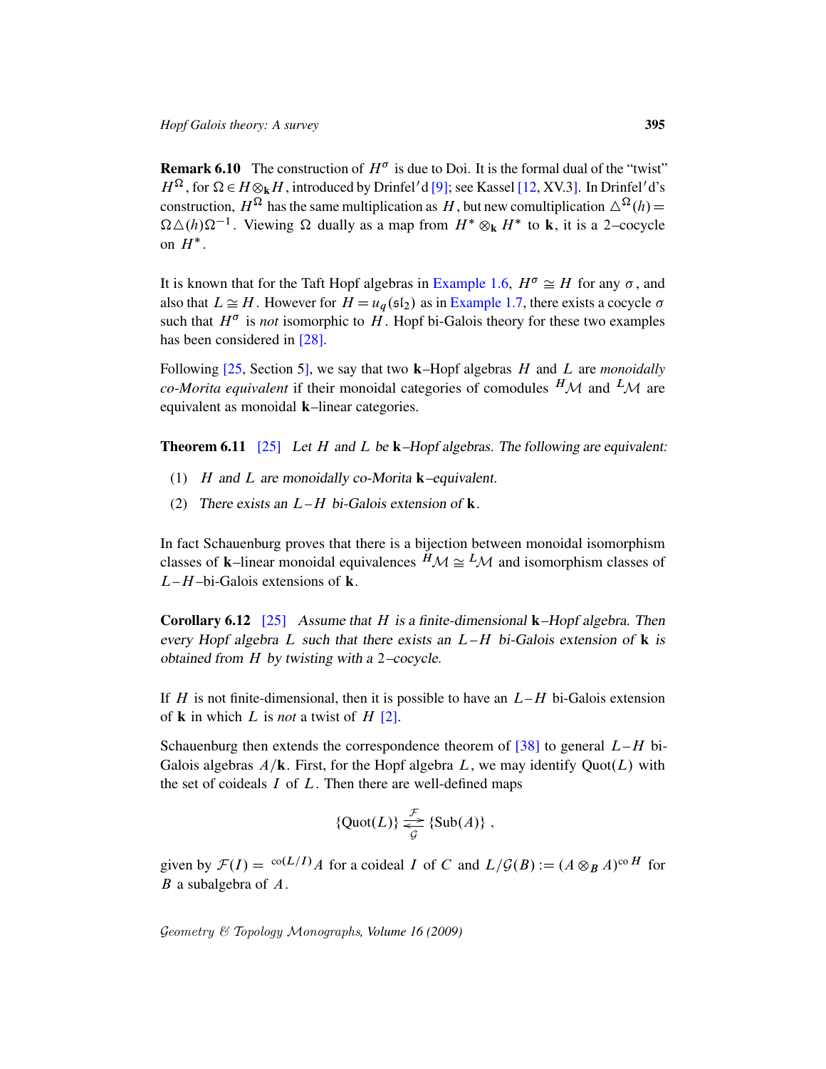**Remark 6.10** The construction of $H^\sigma$ is due to Doi. It is the formal dual of the "twist" $H^\Omega$, for $\Omega \in H \otimes_{\mathbf{k}} H$, introduced by Drinfel′d [9]; see Kassel [12, XV.3]. In Drinfel′d's construction, $H^\Omega$ has the same multiplication as $H$, but new comultiplication $\triangle^\Omega(h) = \Omega\triangle(h)\Omega^{-1}$. Viewing $\Omega$ dually as a map from $H^* \otimes_{\mathbf{k}} H^*$ to $\mathbf{k}$, it is a 2–cocycle on $H^*$.

It is known that for the Taft Hopf algebras in Example 1.6, $H^\sigma \cong H$ for any $\sigma$, and also that $L \cong H$. However for $H = u_q(\mathfrak{sl}_2)$ as in Example 1.7, there exists a cocycle $\sigma$ such that $H^\sigma$ is *not* isomorphic to $H$. Hopf bi-Galois theory for these two examples has been considered in [28].

Following [25, Section 5], we say that two $\mathbf{k}$–Hopf algebras $H$ and $L$ are *monoidally co-Morita equivalent* if their monoidal categories of comodules ${}^H\mathcal{M}$ and ${}^L\mathcal{M}$ are equivalent as monoidal $\mathbf{k}$–linear categories.

**Theorem 6.11** [25] *Let $H$ and $L$ be $\mathbf{k}$–Hopf algebras. The following are equivalent:*

1. *$H$ and $L$ are monoidally co-Morita $\mathbf{k}$–equivalent.*
2. *There exists an $L$–$H$ bi-Galois extension of $\mathbf{k}$.*

In fact Schauenburg proves that there is a bijection between monoidal isomorphism classes of $\mathbf{k}$–linear monoidal equivalences ${}^H\mathcal{M} \cong {}^L\mathcal{M}$ and isomorphism classes of $L$–$H$–bi-Galois extensions of $\mathbf{k}$.

**Corollary 6.12** [25] *Assume that $H$ is a finite-dimensional $\mathbf{k}$–Hopf algebra. Then every Hopf algebra $L$ such that there exists an $L$–$H$ bi-Galois extension of $\mathbf{k}$ is obtained from $H$ by twisting with a 2–cocycle.*

If $H$ is not finite-dimensional, then it is possible to have an $L$–$H$ bi-Galois extension of $\mathbf{k}$ in which $L$ is *not* a twist of $H$ [2].

Schauenburg then extends the correspondence theorem of [38] to general $L$–$H$ bi-Galois algebras $A/\mathbf{k}$. First, for the Hopf algebra $L$, we may identify $\mathrm{Quot}(L)$ with the set of coideals $I$ of $L$. Then there are well-defined maps

$$\{\mathrm{Quot}(L)\} \underset{\mathcal{G}}{\overset{\mathcal{F}}{\rightleftarrows}} \{\mathrm{Sub}(A)\}\ ,$$

given by $\mathcal{F}(I) = {}^{\mathrm{co}(L/I)}A$ for a coideal $I$ of $C$ and $L/\mathcal{G}(B) := (A \otimes_B A)^{\mathrm{co}\,H}$ for $B$ a subalgebra of $A$.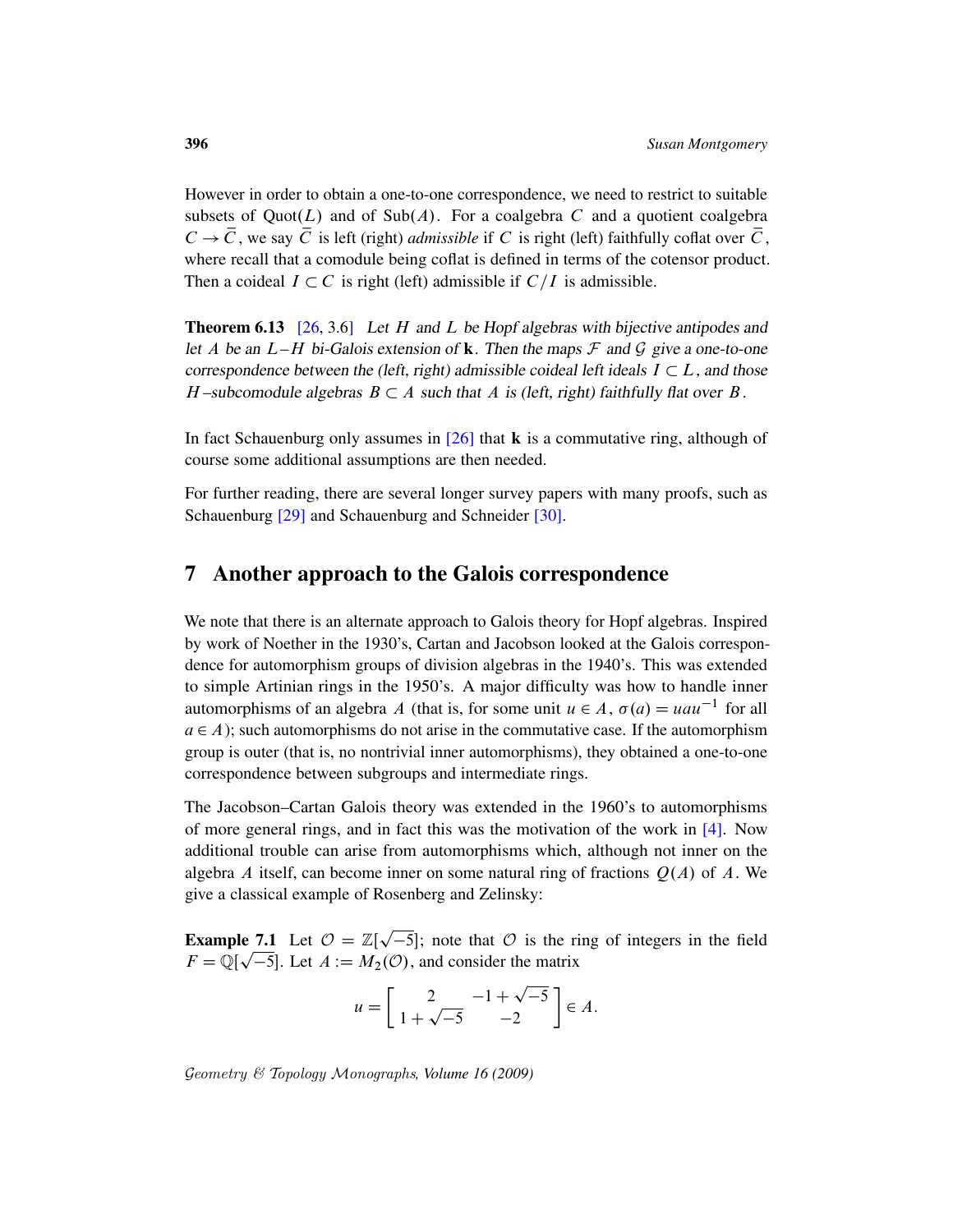However in order to obtain a one-to-one correspondence, we need to restrict to suitable subsets of $\mathrm{Quot}(L)$ and of $\mathrm{Sub}(A)$. For a coalgebra $C$ and a quotient coalgebra $C \to \bar{C}$, we say $\bar{C}$ is left (right) *admissible* if $C$ is right (left) faithfully coflat over $\bar{C}$, where recall that a comodule being coflat is defined in terms of the cotensor product. Then a coideal $I \subset C$ is right (left) admissible if $C/I$ is admissible.

**Theorem 6.13** [26, 3.6] *Let $H$ and $L$ be Hopf algebras with bijective antipodes and let $A$ be an $L$–$H$ bi-Galois extension of $\mathbf{k}$. Then the maps $\mathcal{F}$ and $\mathcal{G}$ give a one-to-one correspondence between the (left, right) admissible coideal left ideals $I \subset L$, and those $H$–subcomodule algebras $B \subset A$ such that $A$ is (left, right) faithfully flat over $B$.*

In fact Schauenburg only assumes in [26] that $\mathbf{k}$ is a commutative ring, although of course some additional assumptions are then needed.

For further reading, there are several longer survey papers with many proofs, such as Schauenburg [29] and Schauenburg and Schneider [30].

## 7 Another approach to the Galois correspondence

We note that there is an alternate approach to Galois theory for Hopf algebras. Inspired by work of Noether in the 1930's, Cartan and Jacobson looked at the Galois correspondence for automorphism groups of division algebras in the 1940's. This was extended to simple Artinian rings in the 1950's. A major difficulty was how to handle inner automorphisms of an algebra $A$ (that is, for some unit $u \in A$, $\sigma(a) = uau^{-1}$ for all $a \in A$); such automorphisms do not arise in the commutative case. If the automorphism group is outer (that is, no nontrivial inner automorphisms), they obtained a one-to-one correspondence between subgroups and intermediate rings.

The Jacobson–Cartan Galois theory was extended in the 1960's to automorphisms of more general rings, and in fact this was the motivation of the work in [4]. Now additional trouble can arise from automorphisms which, although not inner on the algebra $A$ itself, can become inner on some natural ring of fractions $Q(A)$ of $A$. We give a classical example of Rosenberg and Zelinsky:

**Example 7.1** Let $\mathcal{O} = \mathbb{Z}[\sqrt{-5}]$; note that $\mathcal{O}$ is the ring of integers in the field $F = \mathbb{Q}[\sqrt{-5}]$. Let $A := M_2(\mathcal{O})$, and consider the matrix

$$u = \begin{bmatrix} 2 & -1+\sqrt{-5} \\ 1+\sqrt{-5} & -2 \end{bmatrix} \in A.$$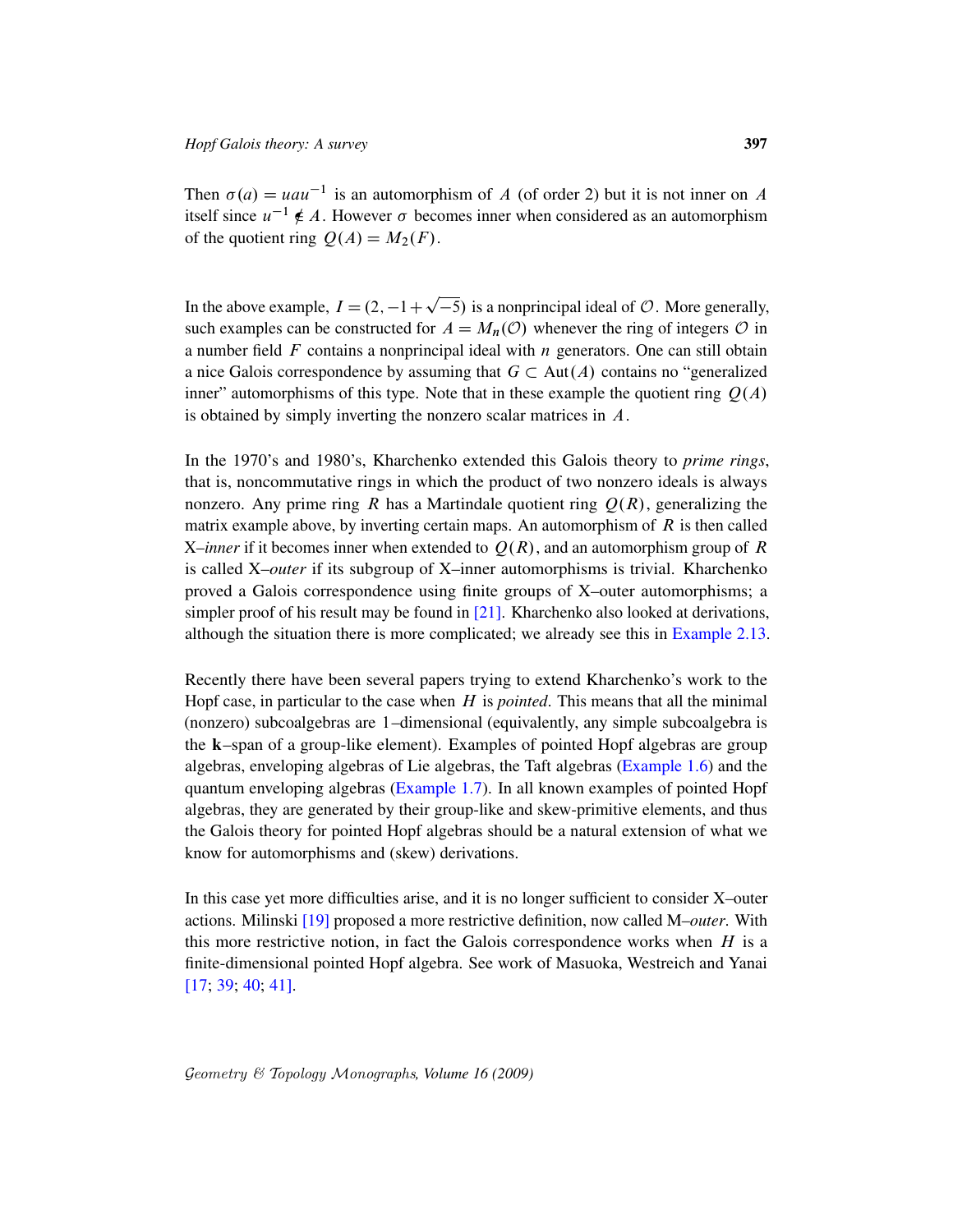Then $\sigma(a) = uau^{-1}$ is an automorphism of $A$ (of order 2) but it is not inner on $A$ itself since $u^{-1} \notin A$. However $\sigma$ becomes inner when considered as an automorphism of the quotient ring $Q(A) = M_2(F)$.

In the above example, $I = (2, -1+\sqrt{-5})$ is a nonprincipal ideal of $\mathcal{O}$. More generally, such examples can be constructed for $A = M_n(\mathcal{O})$ whenever the ring of integers $\mathcal{O}$ in a number field $F$ contains a nonprincipal ideal with $n$ generators. One can still obtain a nice Galois correspondence by assuming that $G \subset \mathrm{Aut}(A)$ contains no "generalized inner" automorphisms of this type. Note that in these example the quotient ring $Q(A)$ is obtained by simply inverting the nonzero scalar matrices in $A$.

In the 1970's and 1980's, Kharchenko extended this Galois theory to *prime rings*, that is, noncommutative rings in which the product of two nonzero ideals is always nonzero. Any prime ring $R$ has a Martindale quotient ring $Q(R)$, generalizing the matrix example above, by inverting certain maps. An automorphism of $R$ is then called X–*inner* if it becomes inner when extended to $Q(R)$, and an automorphism group of $R$ is called X–*outer* if its subgroup of X–inner automorphisms is trivial. Kharchenko proved a Galois correspondence using finite groups of X–outer automorphisms; a simpler proof of his result may be found in [21]. Kharchenko also looked at derivations, although the situation there is more complicated; we already see this in Example 2.13.

Recently there have been several papers trying to extend Kharchenko's work to the Hopf case, in particular to the case when $H$ is *pointed*. This means that all the minimal (nonzero) subcoalgebras are 1–dimensional (equivalently, any simple subcoalgebra is the **k**–span of a group-like element). Examples of pointed Hopf algebras are group algebras, enveloping algebras of Lie algebras, the Taft algebras (Example 1.6) and the quantum enveloping algebras (Example 1.7). In all known examples of pointed Hopf algebras, they are generated by their group-like and skew-primitive elements, and thus the Galois theory for pointed Hopf algebras should be a natural extension of what we know for automorphisms and (skew) derivations.

In this case yet more difficulties arise, and it is no longer sufficient to consider X–outer actions. Milinski [19] proposed a more restrictive definition, now called M–*outer*. With this more restrictive notion, in fact the Galois correspondence works when $H$ is a finite-dimensional pointed Hopf algebra. See work of Masuoka, Westreich and Yanai [17; 39; 40; 41].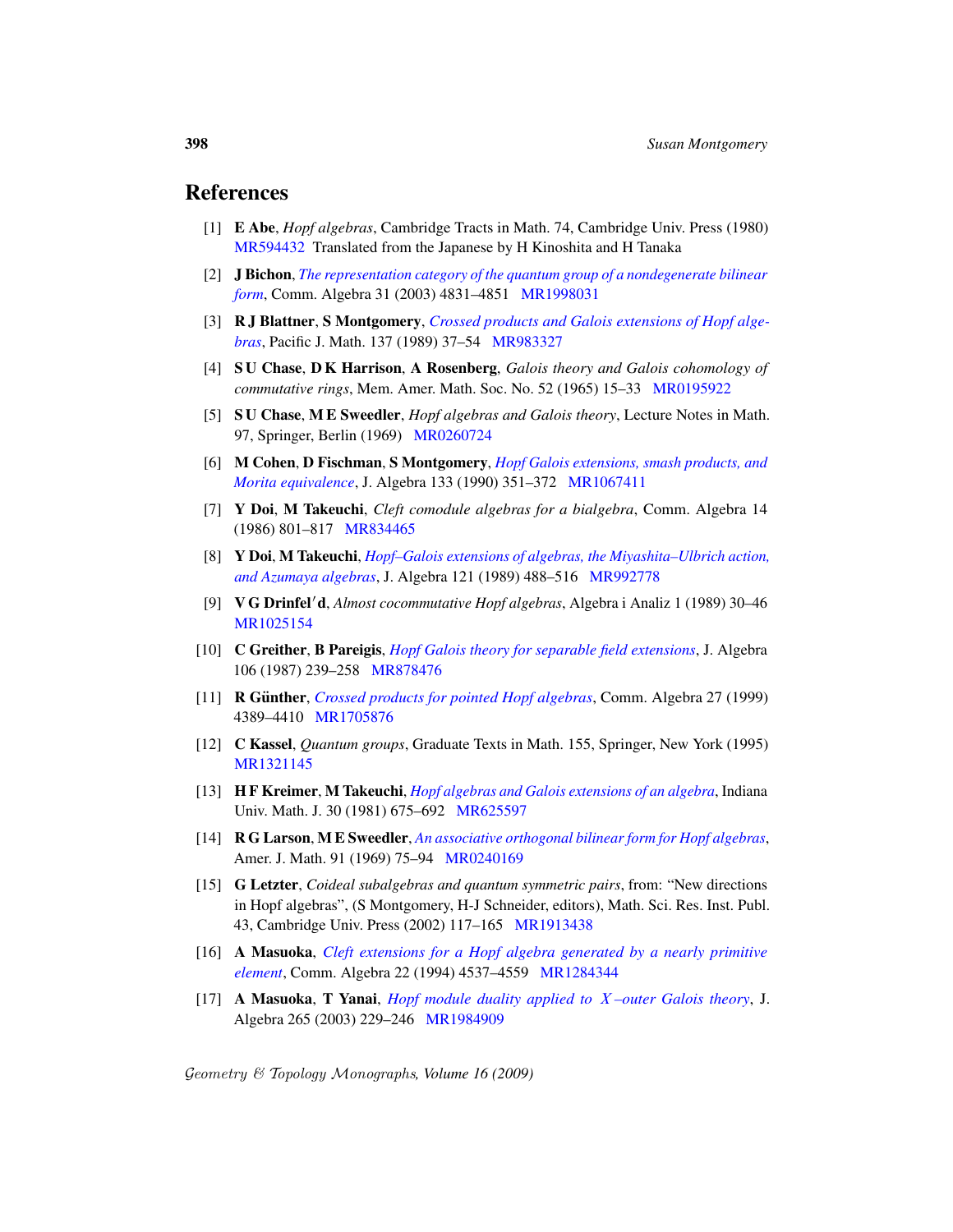## References

- [1] **E Abe**, *Hopf algebras*, Cambridge Tracts in Math. 74, Cambridge Univ. Press (1980) MR594432 Translated from the Japanese by H Kinoshita and H Tanaka
- [2] **J Bichon**, *The representation category of the quantum group of a nondegenerate bilinear form*, Comm. Algebra 31 (2003) 4831–4851 MR1998031
- [3] **R J Blattner**, **S Montgomery**, *Crossed products and Galois extensions of Hopf algebras*, Pacific J. Math. 137 (1989) 37–54 MR983327
- [4] **S U Chase**, **D K Harrison**, **A Rosenberg**, *Galois theory and Galois cohomology of commutative rings*, Mem. Amer. Math. Soc. No. 52 (1965) 15–33 MR0195922
- [5] **S U Chase**, **M E Sweedler**, *Hopf algebras and Galois theory*, Lecture Notes in Math. 97, Springer, Berlin (1969) MR0260724
- [6] **M Cohen**, **D Fischman**, **S Montgomery**, *Hopf Galois extensions, smash products, and Morita equivalence*, J. Algebra 133 (1990) 351–372 MR1067411
- [7] **Y Doi**, **M Takeuchi**, *Cleft comodule algebras for a bialgebra*, Comm. Algebra 14 (1986) 801–817 MR834465
- [8] **Y Doi**, **M Takeuchi**, *Hopf–Galois extensions of algebras, the Miyashita–Ulbrich action, and Azumaya algebras*, J. Algebra 121 (1989) 488–516 MR992778
- [9] **V G Drinfel′d**, *Almost cocommutative Hopf algebras*, Algebra i Analiz 1 (1989) 30–46 MR1025154
- [10] **C Greither**, **B Pareigis**, *Hopf Galois theory for separable field extensions*, J. Algebra 106 (1987) 239–258 MR878476
- [11] **R Günther**, *Crossed products for pointed Hopf algebras*, Comm. Algebra 27 (1999) 4389–4410 MR1705876
- [12] **C Kassel**, *Quantum groups*, Graduate Texts in Math. 155, Springer, New York (1995) MR1321145
- [13] **H F Kreimer**, **M Takeuchi**, *Hopf algebras and Galois extensions of an algebra*, Indiana Univ. Math. J. 30 (1981) 675–692 MR625597
- [14] **R G Larson**, **M E Sweedler**, *An associative orthogonal bilinear form for Hopf algebras*, Amer. J. Math. 91 (1969) 75–94 MR0240169
- [15] **G Letzter**, *Coideal subalgebras and quantum symmetric pairs*, from: "New directions in Hopf algebras", (S Montgomery, H-J Schneider, editors), Math. Sci. Res. Inst. Publ. 43, Cambridge Univ. Press (2002) 117–165 MR1913438
- [16] **A Masuoka**, *Cleft extensions for a Hopf algebra generated by a nearly primitive element*, Comm. Algebra 22 (1994) 4537–4559 MR1284344
- [17] **A Masuoka**, **T Yanai**, *Hopf module duality applied to $X$–outer Galois theory*, J. Algebra 265 (2003) 229–246 MR1984909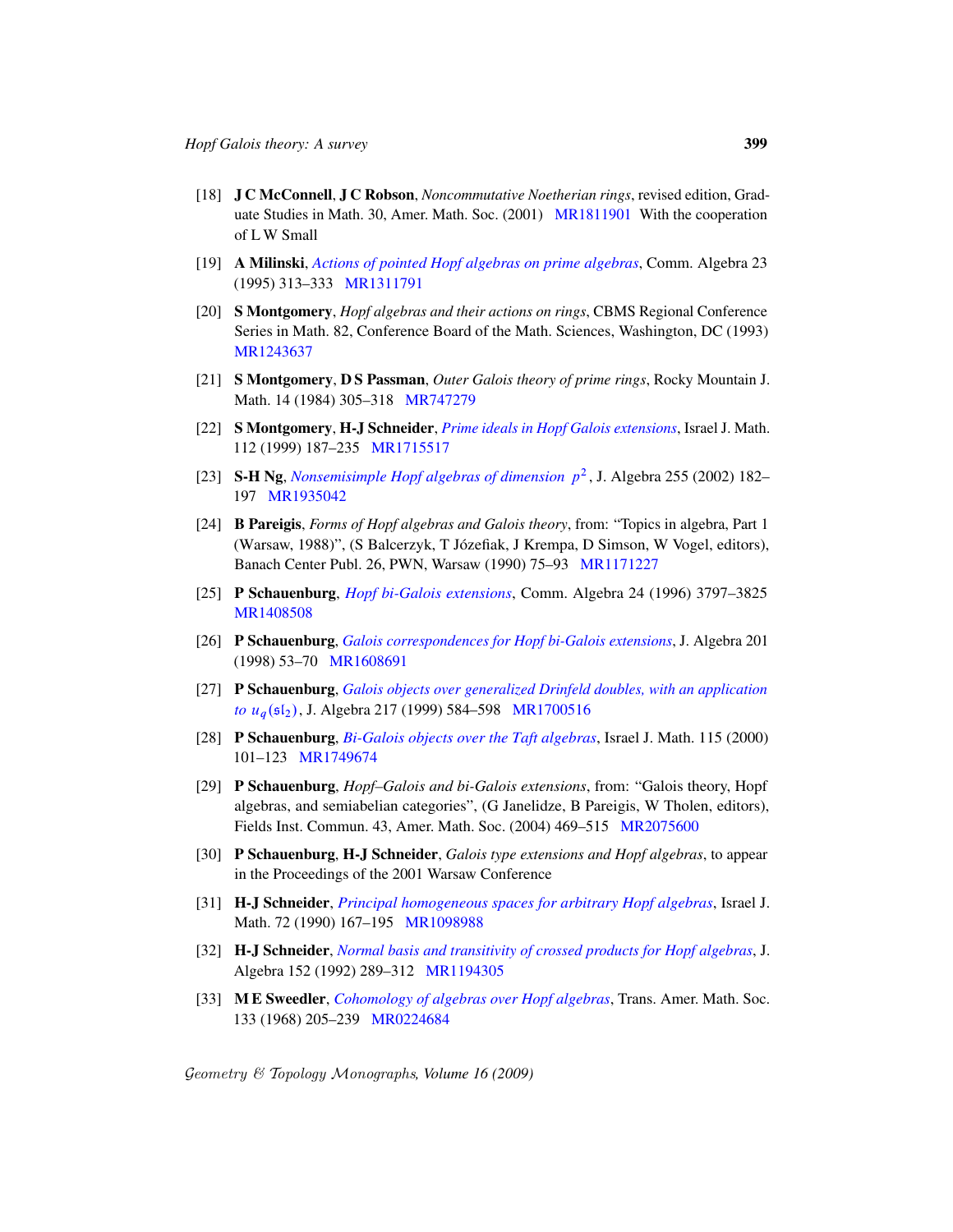[18] **J C McConnell**, **J C Robson**, *Noncommutative Noetherian rings*, revised edition, Graduate Studies in Math. 30, Amer. Math. Soc. (2001) MR1811901 With the cooperation of L W Small

[19] **A Milinski**, *Actions of pointed Hopf algebras on prime algebras*, Comm. Algebra 23 (1995) 313–333 MR1311791

[20] **S Montgomery**, *Hopf algebras and their actions on rings*, CBMS Regional Conference Series in Math. 82, Conference Board of the Math. Sciences, Washington, DC (1993) MR1243637

[21] **S Montgomery**, **D S Passman**, *Outer Galois theory of prime rings*, Rocky Mountain J. Math. 14 (1984) 305–318 MR747279

[22] **S Montgomery**, **H-J Schneider**, *Prime ideals in Hopf Galois extensions*, Israel J. Math. 112 (1999) 187–235 MR1715517

[23] **S-H Ng**, *Nonsemisimple Hopf algebras of dimension* $p^2$, J. Algebra 255 (2002) 182–197 MR1935042

[24] **B Pareigis**, *Forms of Hopf algebras and Galois theory*, from: "Topics in algebra, Part 1 (Warsaw, 1988)", (S Balcerzyk, T Józefiak, J Krempa, D Simson, W Vogel, editors), Banach Center Publ. 26, PWN, Warsaw (1990) 75–93 MR1171227

[25] **P Schauenburg**, *Hopf bi-Galois extensions*, Comm. Algebra 24 (1996) 3797–3825 MR1408508

[26] **P Schauenburg**, *Galois correspondences for Hopf bi-Galois extensions*, J. Algebra 201 (1998) 53–70 MR1608691

[27] **P Schauenburg**, *Galois objects over generalized Drinfeld doubles, with an application to* $u_q(\mathfrak{sl}_2)$, J. Algebra 217 (1999) 584–598 MR1700516

[28] **P Schauenburg**, *Bi-Galois objects over the Taft algebras*, Israel J. Math. 115 (2000) 101–123 MR1749674

[29] **P Schauenburg**, *Hopf–Galois and bi-Galois extensions*, from: "Galois theory, Hopf algebras, and semiabelian categories", (G Janelidze, B Pareigis, W Tholen, editors), Fields Inst. Commun. 43, Amer. Math. Soc. (2004) 469–515 MR2075600

[30] **P Schauenburg**, **H-J Schneider**, *Galois type extensions and Hopf algebras*, to appear in the Proceedings of the 2001 Warsaw Conference

[31] **H-J Schneider**, *Principal homogeneous spaces for arbitrary Hopf algebras*, Israel J. Math. 72 (1990) 167–195 MR1098988

[32] **H-J Schneider**, *Normal basis and transitivity of crossed products for Hopf algebras*, J. Algebra 152 (1992) 289–312 MR1194305

[33] **M E Sweedler**, *Cohomology of algebras over Hopf algebras*, Trans. Amer. Math. Soc. 133 (1968) 205–239 MR0224684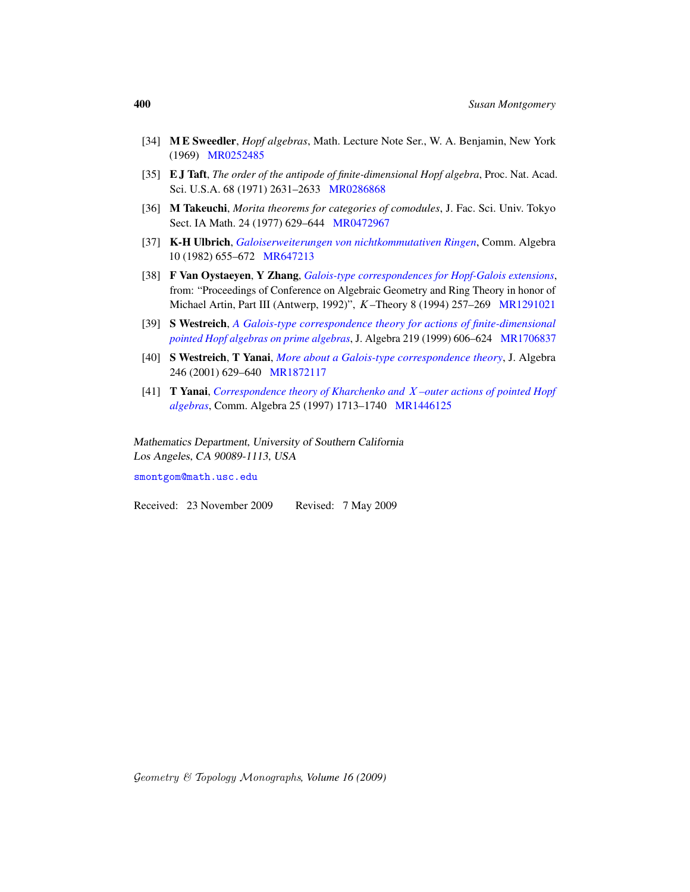[34] **M E Sweedler**, *Hopf algebras*, Math. Lecture Note Ser., W. A. Benjamin, New York (1969) MR0252485

[35] **E J Taft**, *The order of the antipode of finite-dimensional Hopf algebra*, Proc. Nat. Acad. Sci. U.S.A. 68 (1971) 2631–2633 MR0286868

[36] **M Takeuchi**, *Morita theorems for categories of comodules*, J. Fac. Sci. Univ. Tokyo Sect. IA Math. 24 (1977) 629–644 MR0472967

[37] **K-H Ulbrich**, *Galoiserweiterungen von nichtkommutativen Ringen*, Comm. Algebra 10 (1982) 655–672 MR647213

[38] **F Van Oystaeyen**, **Y Zhang**, *Galois-type correspondences for Hopf-Galois extensions*, from: "Proceedings of Conference on Algebraic Geometry and Ring Theory in honor of Michael Artin, Part III (Antwerp, 1992)", $K$–Theory 8 (1994) 257–269 MR1291021

[39] **S Westreich**, *A Galois-type correspondence theory for actions of finite-dimensional pointed Hopf algebras on prime algebras*, J. Algebra 219 (1999) 606–624 MR1706837

[40] **S Westreich**, **T Yanai**, *More about a Galois-type correspondence theory*, J. Algebra 246 (2001) 629–640 MR1872117

[41] **T Yanai**, *Correspondence theory of Kharchenko and $X$–outer actions of pointed Hopf algebras*, Comm. Algebra 25 (1997) 1713–1740 MR1446125

*Mathematics Department, University of Southern California*
*Los Angeles, CA 90089-1113, USA*

smontgom@math.usc.edu

Received: 23 November 2009 Revised: 7 May 2009